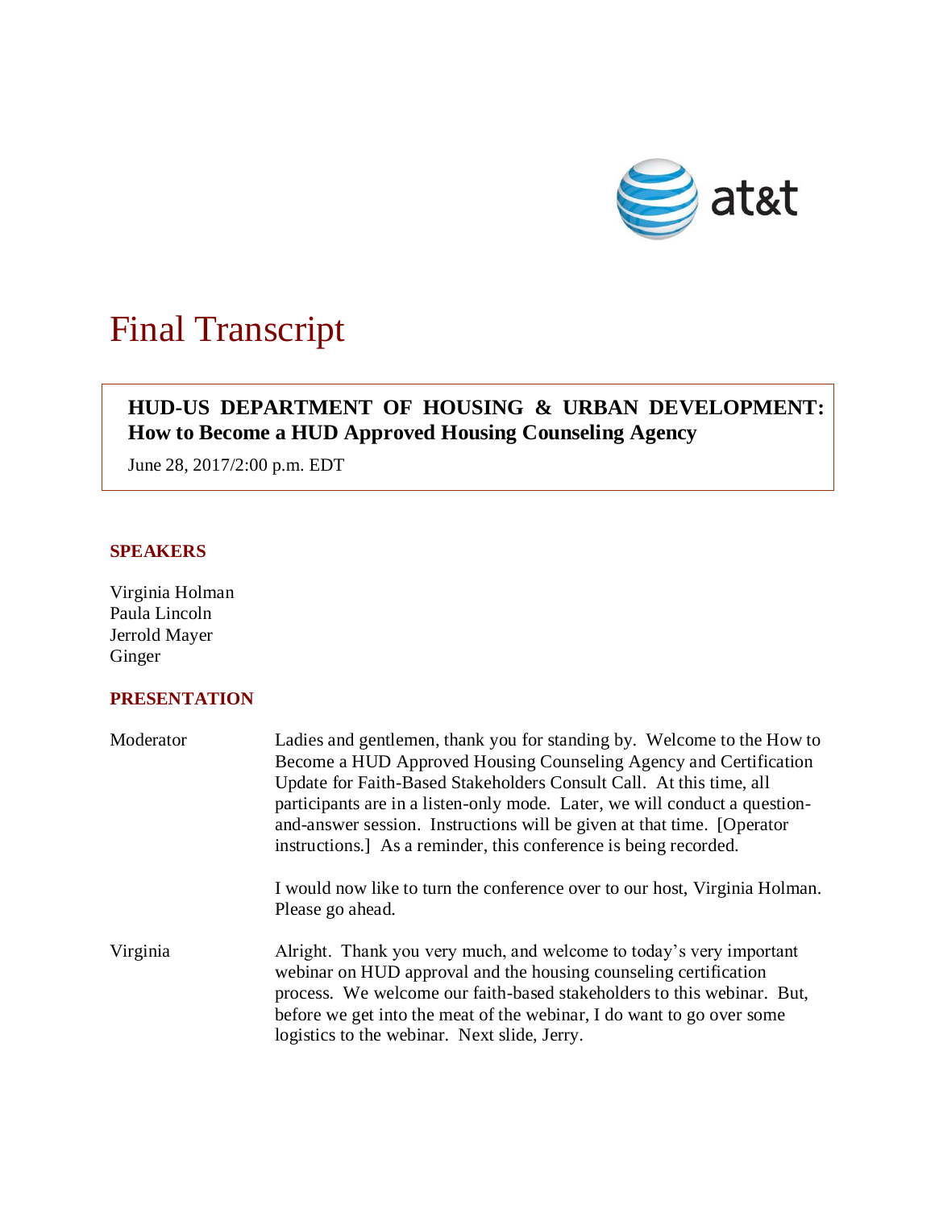# Final Transcript

**HUD-US DEPARTMENT OF HOUSING & URBAN DEVELOPMENT: How to Become a HUD Approved Housing Counseling Agency**

June 28, 2017/2:00 p.m. EDT

## SPEAKERS

Virginia Holman
Paula Lincoln
Jerrold Mayer
Ginger

## PRESENTATION

Moderator Ladies and gentlemen, thank you for standing by. Welcome to the How to Become a HUD Approved Housing Counseling Agency and Certification Update for Faith-Based Stakeholders Consult Call. At this time, all participants are in a listen-only mode. Later, we will conduct a question-and-answer session. Instructions will be given at that time. [Operator instructions.] As a reminder, this conference is being recorded.

I would now like to turn the conference over to our host, Virginia Holman. Please go ahead.

Virginia Alright. Thank you very much, and welcome to today's very important webinar on HUD approval and the housing counseling certification process. We welcome our faith-based stakeholders to this webinar. But, before we get into the meat of the webinar, I do want to go over some logistics to the webinar. Next slide, Jerry.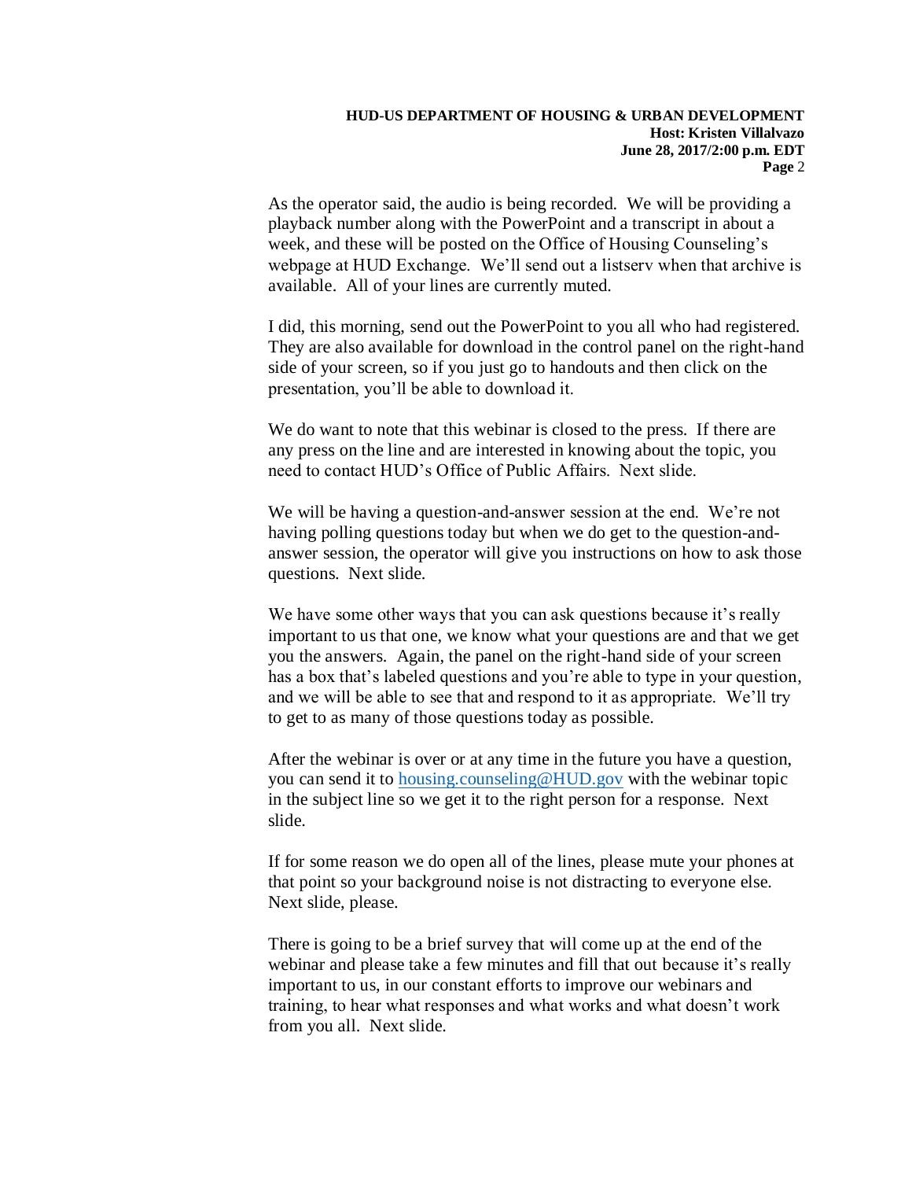As the operator said, the audio is being recorded. We will be providing a playback number along with the PowerPoint and a transcript in about a week, and these will be posted on the Office of Housing Counseling's webpage at HUD Exchange. We'll send out a listserv when that archive is available. All of your lines are currently muted.

I did, this morning, send out the PowerPoint to you all who had registered. They are also available for download in the control panel on the right-hand side of your screen, so if you just go to handouts and then click on the presentation, you'll be able to download it.

We do want to note that this webinar is closed to the press. If there are any press on the line and are interested in knowing about the topic, you need to contact HUD's Office of Public Affairs. Next slide.

We will be having a question-and-answer session at the end. We're not having polling questions today but when we do get to the question-and-answer session, the operator will give you instructions on how to ask those questions. Next slide.

We have some other ways that you can ask questions because it's really important to us that one, we know what your questions are and that we get you the answers. Again, the panel on the right-hand side of your screen has a box that's labeled questions and you're able to type in your question, and we will be able to see that and respond to it as appropriate. We'll try to get to as many of those questions today as possible.

After the webinar is over or at any time in the future you have a question, you can send it to [housing.counseling@HUD.gov](mailto:housing.counseling@HUD.gov) with the webinar topic in the subject line so we get it to the right person for a response. Next slide.

If for some reason we do open all of the lines, please mute your phones at that point so your background noise is not distracting to everyone else. Next slide, please.

There is going to be a brief survey that will come up at the end of the webinar and please take a few minutes and fill that out because it's really important to us, in our constant efforts to improve our webinars and training, to hear what responses and what works and what doesn't work from you all. Next slide.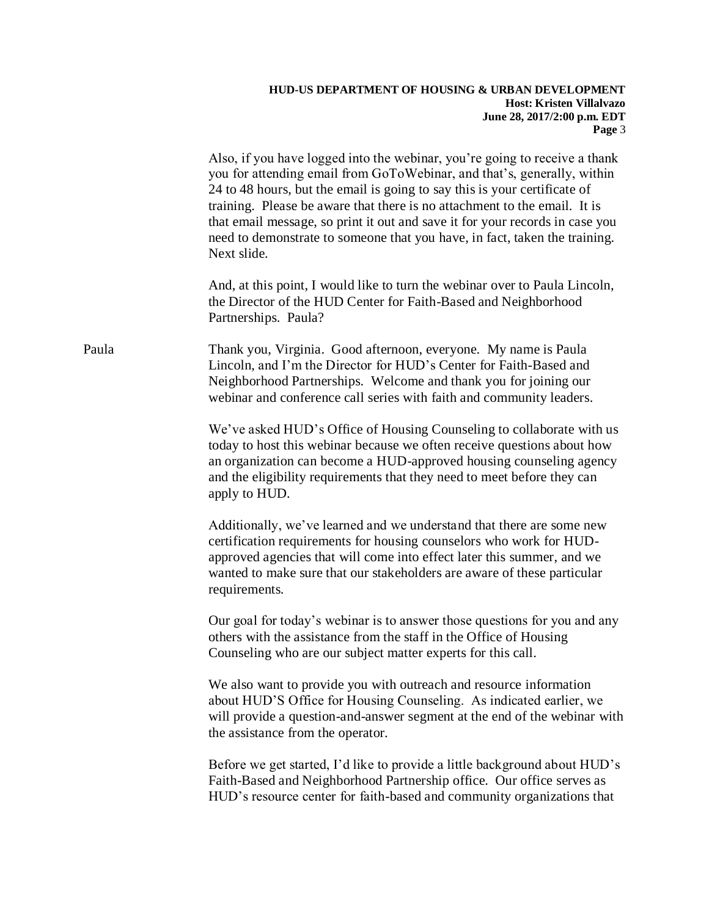Also, if you have logged into the webinar, you're going to receive a thank you for attending email from GoToWebinar, and that's, generally, within 24 to 48 hours, but the email is going to say this is your certificate of training. Please be aware that there is no attachment to the email. It is that email message, so print it out and save it for your records in case you need to demonstrate to someone that you have, in fact, taken the training. Next slide.

And, at this point, I would like to turn the webinar over to Paula Lincoln, the Director of the HUD Center for Faith-Based and Neighborhood Partnerships. Paula?

Paula: Thank you, Virginia. Good afternoon, everyone. My name is Paula Lincoln, and I'm the Director for HUD's Center for Faith-Based and Neighborhood Partnerships. Welcome and thank you for joining our webinar and conference call series with faith and community leaders.

We've asked HUD's Office of Housing Counseling to collaborate with us today to host this webinar because we often receive questions about how an organization can become a HUD-approved housing counseling agency and the eligibility requirements that they need to meet before they can apply to HUD.

Additionally, we've learned and we understand that there are some new certification requirements for housing counselors who work for HUD-approved agencies that will come into effect later this summer, and we wanted to make sure that our stakeholders are aware of these particular requirements.

Our goal for today's webinar is to answer those questions for you and any others with the assistance from the staff in the Office of Housing Counseling who are our subject matter experts for this call.

We also want to provide you with outreach and resource information about HUD'S Office for Housing Counseling. As indicated earlier, we will provide a question-and-answer segment at the end of the webinar with the assistance from the operator.

Before we get started, I'd like to provide a little background about HUD's Faith-Based and Neighborhood Partnership office. Our office serves as HUD's resource center for faith-based and community organizations that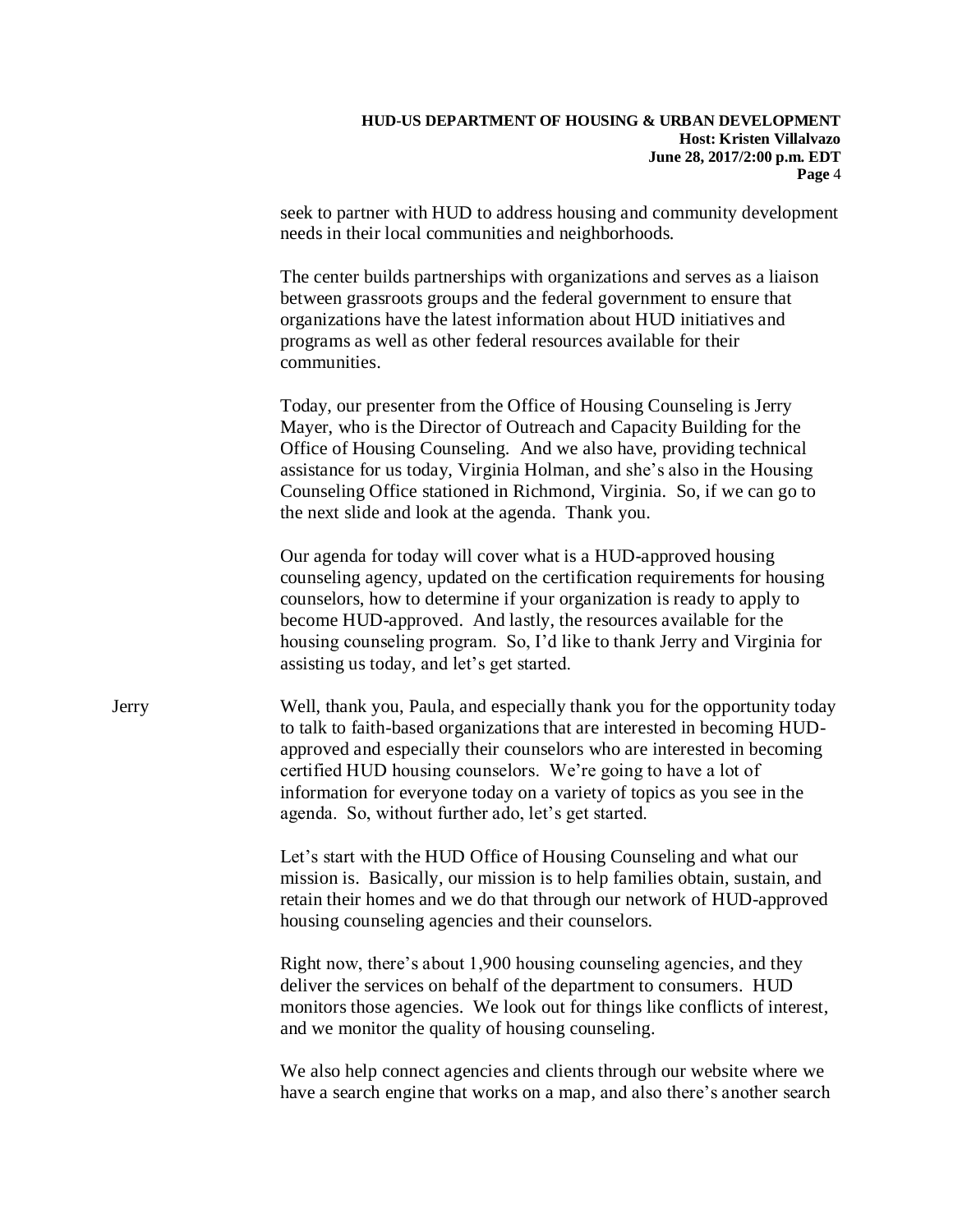seek to partner with HUD to address housing and community development needs in their local communities and neighborhoods.

The center builds partnerships with organizations and serves as a liaison between grassroots groups and the federal government to ensure that organizations have the latest information about HUD initiatives and programs as well as other federal resources available for their communities.

Today, our presenter from the Office of Housing Counseling is Jerry Mayer, who is the Director of Outreach and Capacity Building for the Office of Housing Counseling. And we also have, providing technical assistance for us today, Virginia Holman, and she's also in the Housing Counseling Office stationed in Richmond, Virginia. So, if we can go to the next slide and look at the agenda. Thank you.

Our agenda for today will cover what is a HUD-approved housing counseling agency, updated on the certification requirements for housing counselors, how to determine if your organization is ready to apply to become HUD-approved. And lastly, the resources available for the housing counseling program. So, I'd like to thank Jerry and Virginia for assisting us today, and let's get started.

Jerry Well, thank you, Paula, and especially thank you for the opportunity today to talk to faith-based organizations that are interested in becoming HUD-approved and especially their counselors who are interested in becoming certified HUD housing counselors. We're going to have a lot of information for everyone today on a variety of topics as you see in the agenda. So, without further ado, let's get started.

Let's start with the HUD Office of Housing Counseling and what our mission is. Basically, our mission is to help families obtain, sustain, and retain their homes and we do that through our network of HUD-approved housing counseling agencies and their counselors.

Right now, there's about 1,900 housing counseling agencies, and they deliver the services on behalf of the department to consumers. HUD monitors those agencies. We look out for things like conflicts of interest, and we monitor the quality of housing counseling.

We also help connect agencies and clients through our website where we have a search engine that works on a map, and also there's another search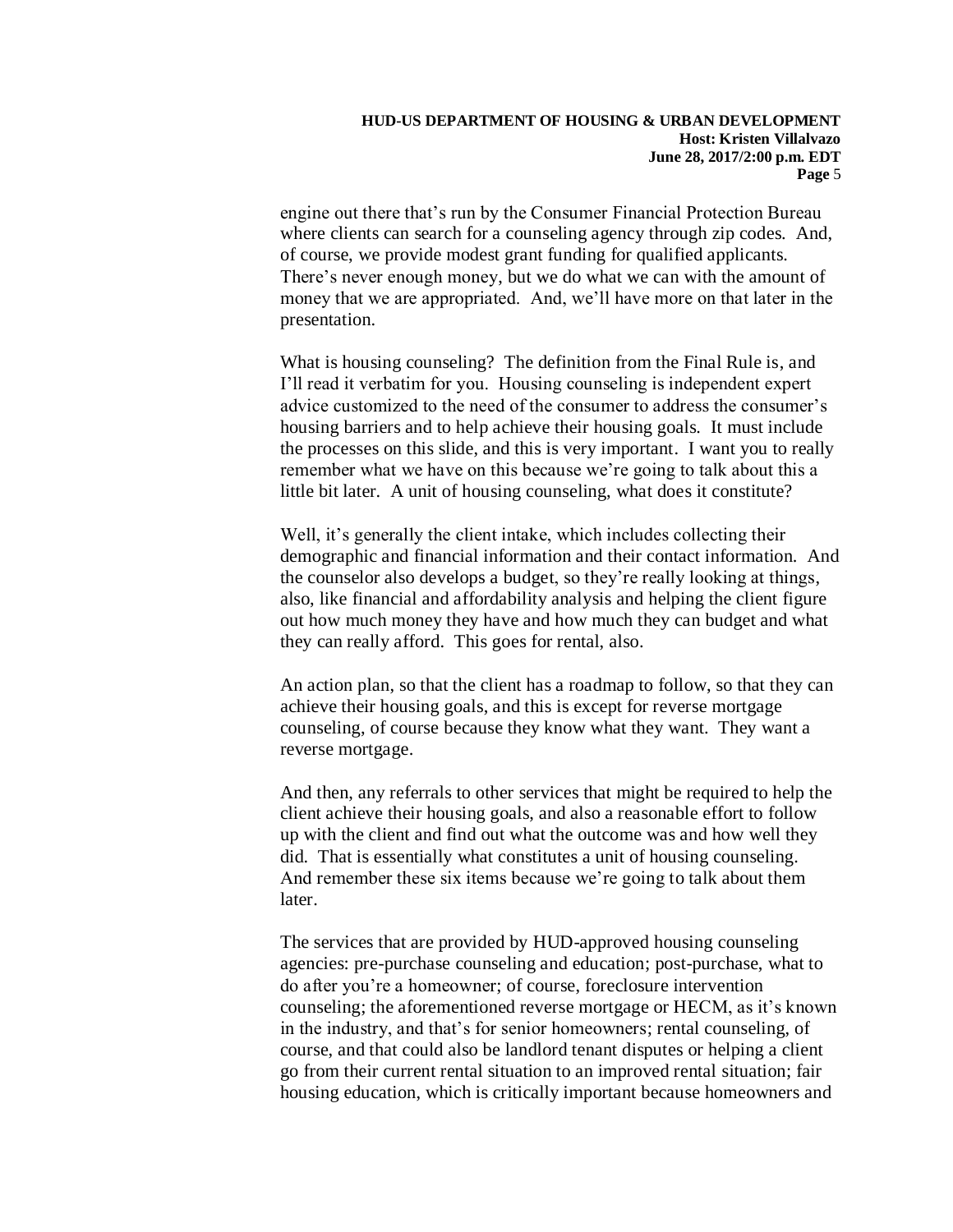engine out there that's run by the Consumer Financial Protection Bureau where clients can search for a counseling agency through zip codes. And, of course, we provide modest grant funding for qualified applicants. There's never enough money, but we do what we can with the amount of money that we are appropriated. And, we'll have more on that later in the presentation.

What is housing counseling? The definition from the Final Rule is, and I'll read it verbatim for you. Housing counseling is independent expert advice customized to the need of the consumer to address the consumer's housing barriers and to help achieve their housing goals. It must include the processes on this slide, and this is very important. I want you to really remember what we have on this because we're going to talk about this a little bit later. A unit of housing counseling, what does it constitute?

Well, it's generally the client intake, which includes collecting their demographic and financial information and their contact information. And the counselor also develops a budget, so they're really looking at things, also, like financial and affordability analysis and helping the client figure out how much money they have and how much they can budget and what they can really afford. This goes for rental, also.

An action plan, so that the client has a roadmap to follow, so that they can achieve their housing goals, and this is except for reverse mortgage counseling, of course because they know what they want. They want a reverse mortgage.

And then, any referrals to other services that might be required to help the client achieve their housing goals, and also a reasonable effort to follow up with the client and find out what the outcome was and how well they did. That is essentially what constitutes a unit of housing counseling. And remember these six items because we're going to talk about them later.

The services that are provided by HUD-approved housing counseling agencies: pre-purchase counseling and education; post-purchase, what to do after you're a homeowner; of course, foreclosure intervention counseling; the aforementioned reverse mortgage or HECM, as it's known in the industry, and that's for senior homeowners; rental counseling, of course, and that could also be landlord tenant disputes or helping a client go from their current rental situation to an improved rental situation; fair housing education, which is critically important because homeowners and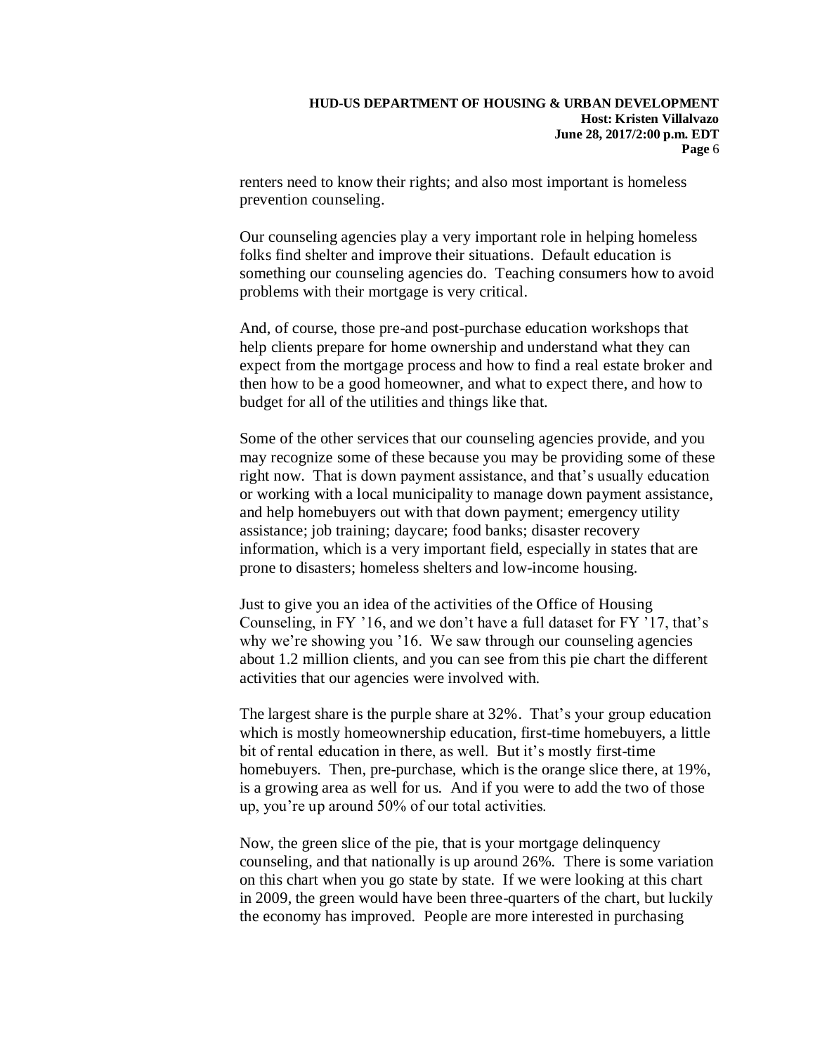renters need to know their rights; and also most important is homeless prevention counseling.

Our counseling agencies play a very important role in helping homeless folks find shelter and improve their situations. Default education is something our counseling agencies do. Teaching consumers how to avoid problems with their mortgage is very critical.

And, of course, those pre-and post-purchase education workshops that help clients prepare for home ownership and understand what they can expect from the mortgage process and how to find a real estate broker and then how to be a good homeowner, and what to expect there, and how to budget for all of the utilities and things like that.

Some of the other services that our counseling agencies provide, and you may recognize some of these because you may be providing some of these right now. That is down payment assistance, and that's usually education or working with a local municipality to manage down payment assistance, and help homebuyers out with that down payment; emergency utility assistance; job training; daycare; food banks; disaster recovery information, which is a very important field, especially in states that are prone to disasters; homeless shelters and low-income housing.

Just to give you an idea of the activities of the Office of Housing Counseling, in FY '16, and we don't have a full dataset for FY '17, that's why we're showing you '16. We saw through our counseling agencies about 1.2 million clients, and you can see from this pie chart the different activities that our agencies were involved with.

The largest share is the purple share at 32%. That's your group education which is mostly homeownership education, first-time homebuyers, a little bit of rental education in there, as well. But it's mostly first-time homebuyers. Then, pre-purchase, which is the orange slice there, at 19%, is a growing area as well for us. And if you were to add the two of those up, you're up around 50% of our total activities.

Now, the green slice of the pie, that is your mortgage delinquency counseling, and that nationally is up around 26%. There is some variation on this chart when you go state by state. If we were looking at this chart in 2009, the green would have been three-quarters of the chart, but luckily the economy has improved. People are more interested in purchasing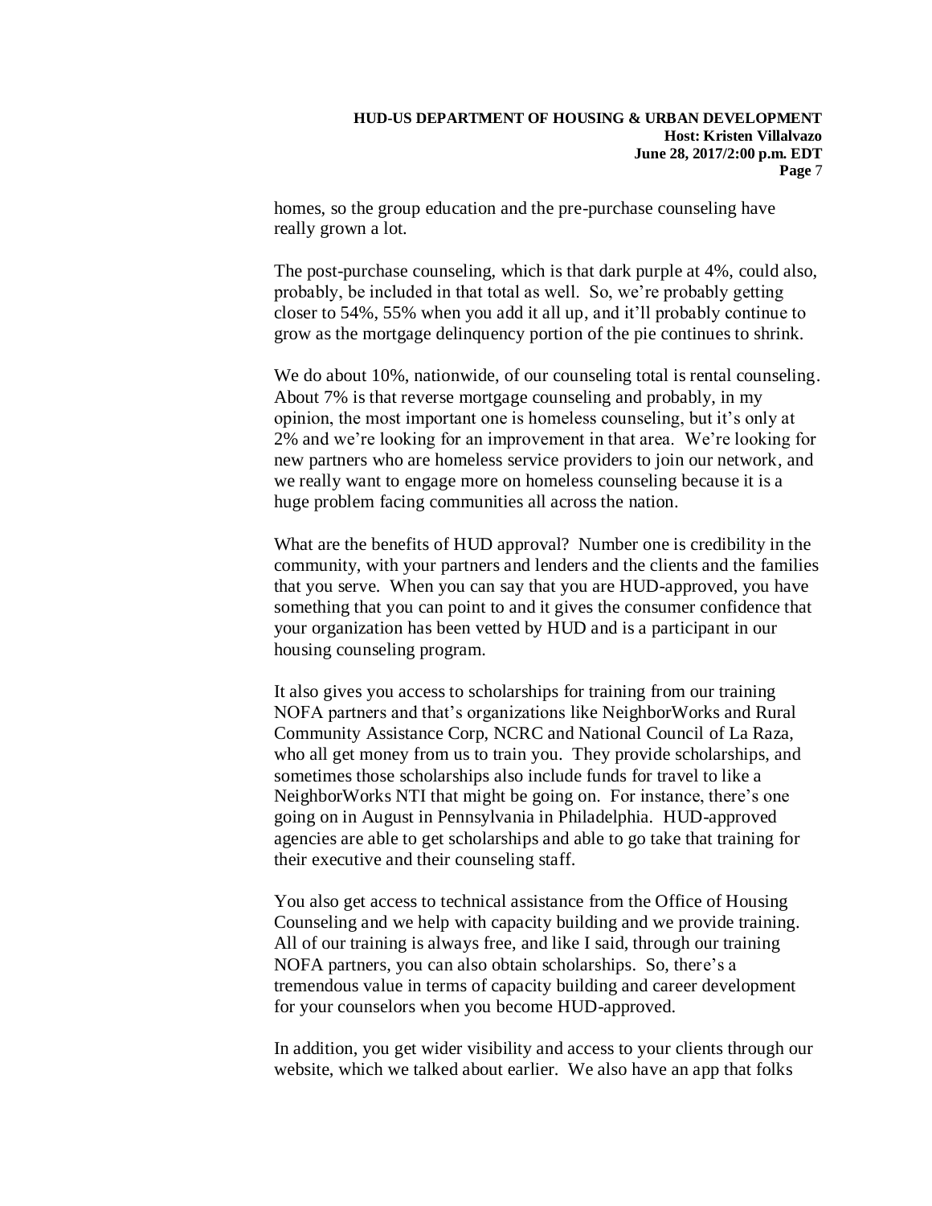homes, so the group education and the pre-purchase counseling have really grown a lot.

The post-purchase counseling, which is that dark purple at 4%, could also, probably, be included in that total as well. So, we're probably getting closer to 54%, 55% when you add it all up, and it'll probably continue to grow as the mortgage delinquency portion of the pie continues to shrink.

We do about 10%, nationwide, of our counseling total is rental counseling. About 7% is that reverse mortgage counseling and probably, in my opinion, the most important one is homeless counseling, but it's only at 2% and we're looking for an improvement in that area. We're looking for new partners who are homeless service providers to join our network, and we really want to engage more on homeless counseling because it is a huge problem facing communities all across the nation.

What are the benefits of HUD approval? Number one is credibility in the community, with your partners and lenders and the clients and the families that you serve. When you can say that you are HUD-approved, you have something that you can point to and it gives the consumer confidence that your organization has been vetted by HUD and is a participant in our housing counseling program.

It also gives you access to scholarships for training from our training NOFA partners and that's organizations like NeighborWorks and Rural Community Assistance Corp, NCRC and National Council of La Raza, who all get money from us to train you. They provide scholarships, and sometimes those scholarships also include funds for travel to like a NeighborWorks NTI that might be going on. For instance, there's one going on in August in Pennsylvania in Philadelphia. HUD-approved agencies are able to get scholarships and able to go take that training for their executive and their counseling staff.

You also get access to technical assistance from the Office of Housing Counseling and we help with capacity building and we provide training. All of our training is always free, and like I said, through our training NOFA partners, you can also obtain scholarships. So, there's a tremendous value in terms of capacity building and career development for your counselors when you become HUD-approved.

In addition, you get wider visibility and access to your clients through our website, which we talked about earlier. We also have an app that folks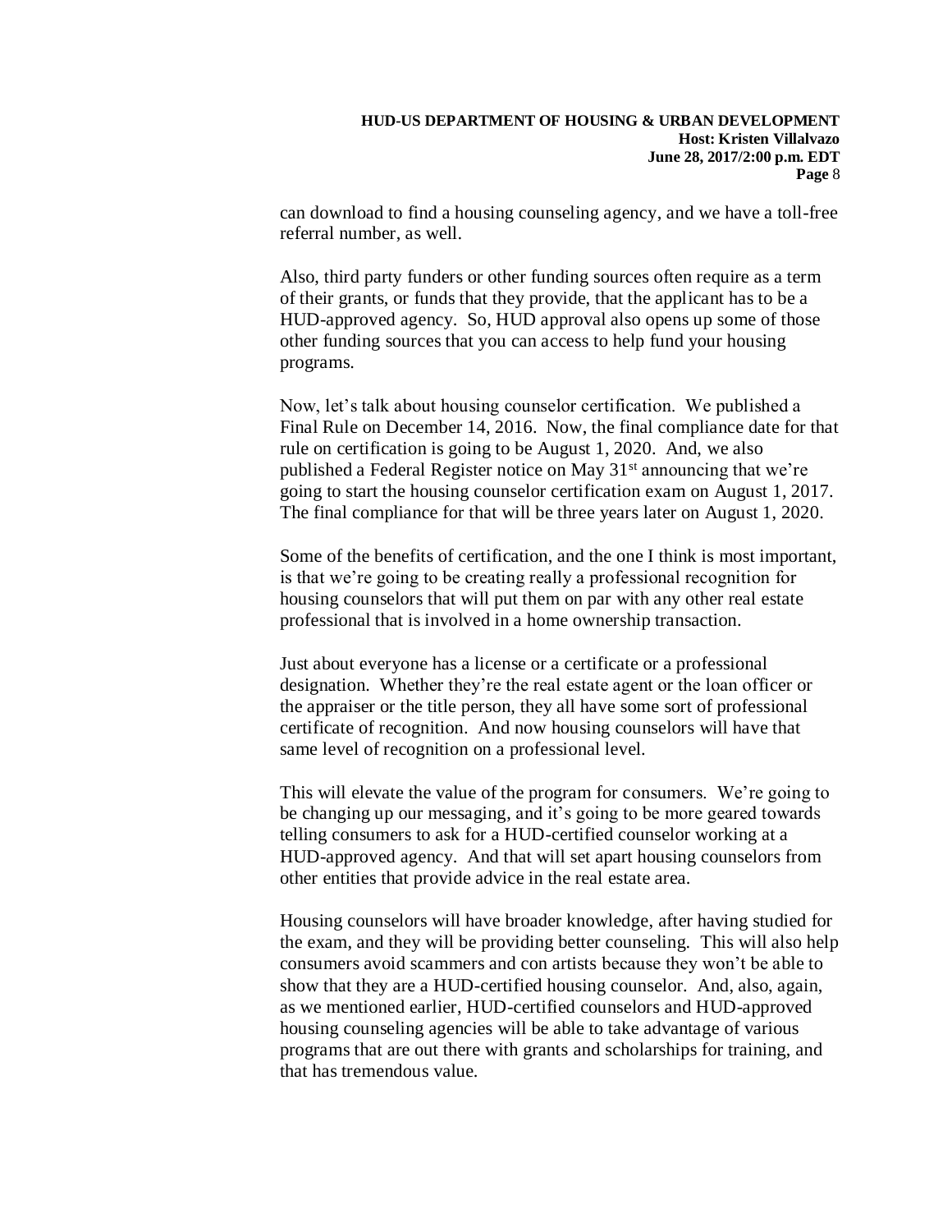can download to find a housing counseling agency, and we have a toll-free referral number, as well.

Also, third party funders or other funding sources often require as a term of their grants, or funds that they provide, that the applicant has to be a HUD-approved agency. So, HUD approval also opens up some of those other funding sources that you can access to help fund your housing programs.

Now, let's talk about housing counselor certification. We published a Final Rule on December 14, 2016. Now, the final compliance date for that rule on certification is going to be August 1, 2020. And, we also published a Federal Register notice on May 31st announcing that we're going to start the housing counselor certification exam on August 1, 2017. The final compliance for that will be three years later on August 1, 2020.

Some of the benefits of certification, and the one I think is most important, is that we're going to be creating really a professional recognition for housing counselors that will put them on par with any other real estate professional that is involved in a home ownership transaction.

Just about everyone has a license or a certificate or a professional designation. Whether they're the real estate agent or the loan officer or the appraiser or the title person, they all have some sort of professional certificate of recognition. And now housing counselors will have that same level of recognition on a professional level.

This will elevate the value of the program for consumers. We're going to be changing up our messaging, and it's going to be more geared towards telling consumers to ask for a HUD-certified counselor working at a HUD-approved agency. And that will set apart housing counselors from other entities that provide advice in the real estate area.

Housing counselors will have broader knowledge, after having studied for the exam, and they will be providing better counseling. This will also help consumers avoid scammers and con artists because they won't be able to show that they are a HUD-certified housing counselor. And, also, again, as we mentioned earlier, HUD-certified counselors and HUD-approved housing counseling agencies will be able to take advantage of various programs that are out there with grants and scholarships for training, and that has tremendous value.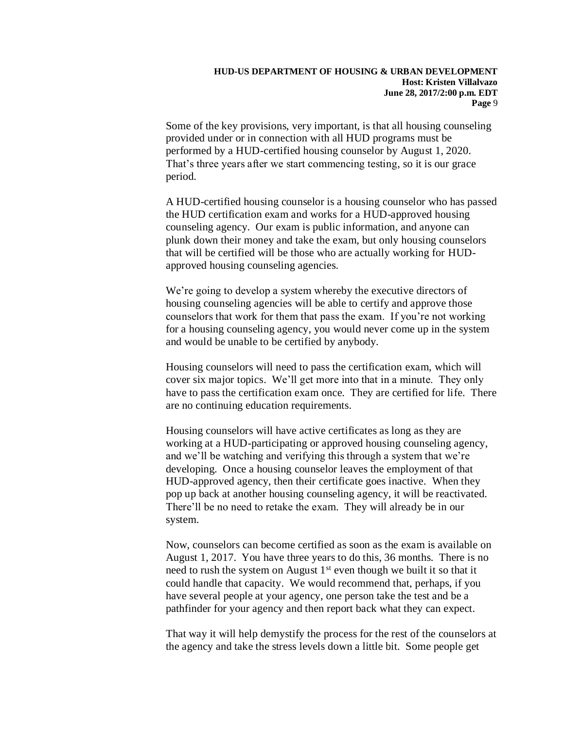Some of the key provisions, very important, is that all housing counseling provided under or in connection with all HUD programs must be performed by a HUD-certified housing counselor by August 1, 2020. That's three years after we start commencing testing, so it is our grace period.

A HUD-certified housing counselor is a housing counselor who has passed the HUD certification exam and works for a HUD-approved housing counseling agency. Our exam is public information, and anyone can plunk down their money and take the exam, but only housing counselors that will be certified will be those who are actually working for HUD-approved housing counseling agencies.

We're going to develop a system whereby the executive directors of housing counseling agencies will be able to certify and approve those counselors that work for them that pass the exam. If you're not working for a housing counseling agency, you would never come up in the system and would be unable to be certified by anybody.

Housing counselors will need to pass the certification exam, which will cover six major topics. We'll get more into that in a minute. They only have to pass the certification exam once. They are certified for life. There are no continuing education requirements.

Housing counselors will have active certificates as long as they are working at a HUD-participating or approved housing counseling agency, and we'll be watching and verifying this through a system that we're developing. Once a housing counselor leaves the employment of that HUD-approved agency, then their certificate goes inactive. When they pop up back at another housing counseling agency, it will be reactivated. There'll be no need to retake the exam. They will already be in our system.

Now, counselors can become certified as soon as the exam is available on August 1, 2017. You have three years to do this, 36 months. There is no need to rush the system on August 1st even though we built it so that it could handle that capacity. We would recommend that, perhaps, if you have several people at your agency, one person take the test and be a pathfinder for your agency and then report back what they can expect.

That way it will help demystify the process for the rest of the counselors at the agency and take the stress levels down a little bit. Some people get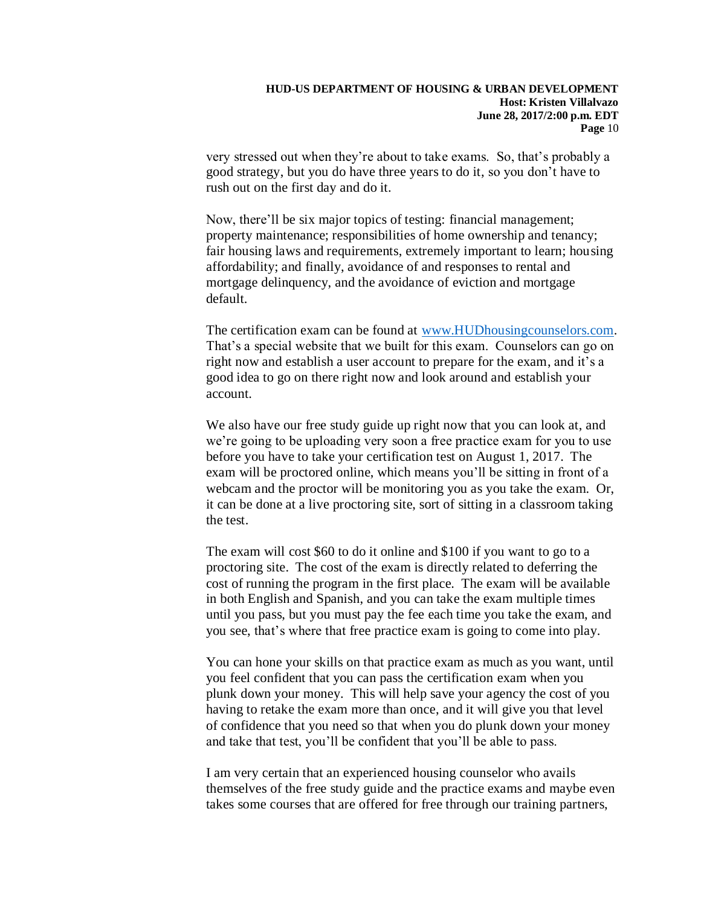very stressed out when they're about to take exams. So, that's probably a good strategy, but you do have three years to do it, so you don't have to rush out on the first day and do it.

Now, there'll be six major topics of testing: financial management; property maintenance; responsibilities of home ownership and tenancy; fair housing laws and requirements, extremely important to learn; housing affordability; and finally, avoidance of and responses to rental and mortgage delinquency, and the avoidance of eviction and mortgage default.

The certification exam can be found at [www.HUDhousingcounselors.com](www.HUDhousingcounselors.com). That's a special website that we built for this exam. Counselors can go on right now and establish a user account to prepare for the exam, and it's a good idea to go on there right now and look around and establish your account.

We also have our free study guide up right now that you can look at, and we're going to be uploading very soon a free practice exam for you to use before you have to take your certification test on August 1, 2017. The exam will be proctored online, which means you'll be sitting in front of a webcam and the proctor will be monitoring you as you take the exam. Or, it can be done at a live proctoring site, sort of sitting in a classroom taking the test.

The exam will cost $60 to do it online and $100 if you want to go to a proctoring site. The cost of the exam is directly related to deferring the cost of running the program in the first place. The exam will be available in both English and Spanish, and you can take the exam multiple times until you pass, but you must pay the fee each time you take the exam, and you see, that's where that free practice exam is going to come into play.

You can hone your skills on that practice exam as much as you want, until you feel confident that you can pass the certification exam when you plunk down your money. This will help save your agency the cost of you having to retake the exam more than once, and it will give you that level of confidence that you need so that when you do plunk down your money and take that test, you'll be confident that you'll be able to pass.

I am very certain that an experienced housing counselor who avails themselves of the free study guide and the practice exams and maybe even takes some courses that are offered for free through our training partners,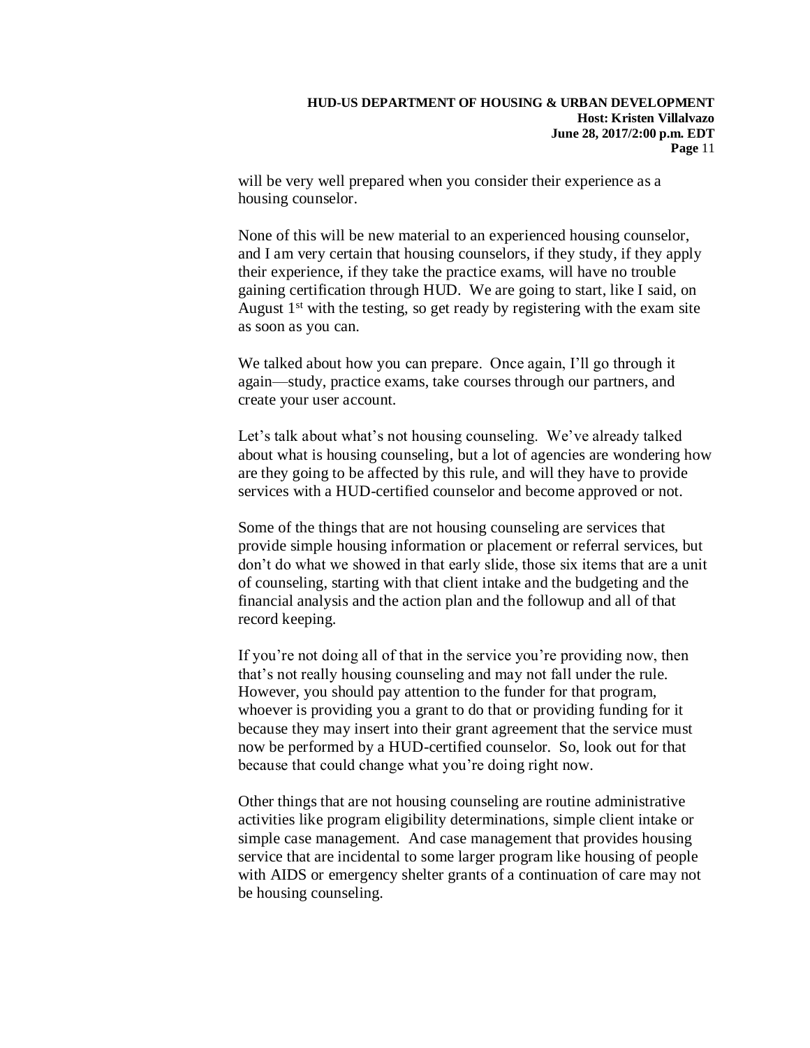will be very well prepared when you consider their experience as a housing counselor.

None of this will be new material to an experienced housing counselor, and I am very certain that housing counselors, if they study, if they apply their experience, if they take the practice exams, will have no trouble gaining certification through HUD. We are going to start, like I said, on August 1st with the testing, so get ready by registering with the exam site as soon as you can.

We talked about how you can prepare. Once again, I'll go through it again—study, practice exams, take courses through our partners, and create your user account.

Let's talk about what's not housing counseling. We've already talked about what is housing counseling, but a lot of agencies are wondering how are they going to be affected by this rule, and will they have to provide services with a HUD-certified counselor and become approved or not.

Some of the things that are not housing counseling are services that provide simple housing information or placement or referral services, but don't do what we showed in that early slide, those six items that are a unit of counseling, starting with that client intake and the budgeting and the financial analysis and the action plan and the followup and all of that record keeping.

If you're not doing all of that in the service you're providing now, then that's not really housing counseling and may not fall under the rule. However, you should pay attention to the funder for that program, whoever is providing you a grant to do that or providing funding for it because they may insert into their grant agreement that the service must now be performed by a HUD-certified counselor. So, look out for that because that could change what you're doing right now.

Other things that are not housing counseling are routine administrative activities like program eligibility determinations, simple client intake or simple case management. And case management that provides housing service that are incidental to some larger program like housing of people with AIDS or emergency shelter grants of a continuation of care may not be housing counseling.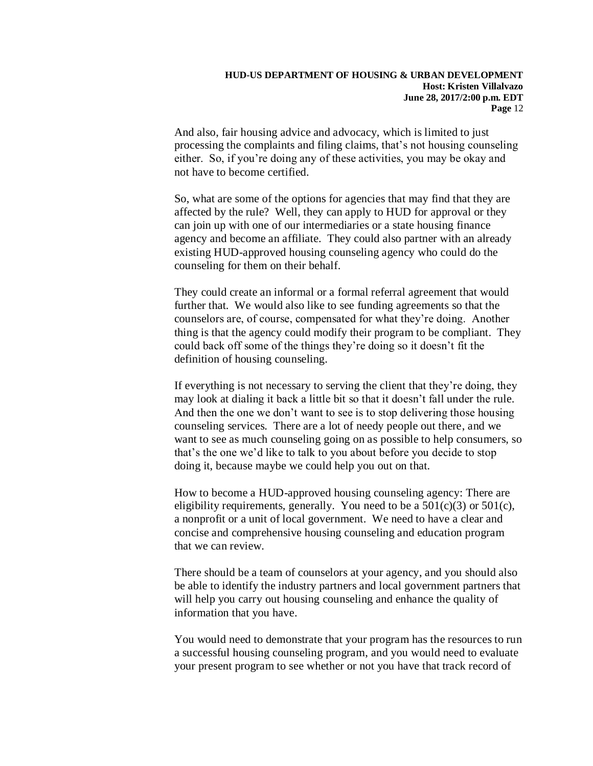And also, fair housing advice and advocacy, which is limited to just processing the complaints and filing claims, that's not housing counseling either. So, if you're doing any of these activities, you may be okay and not have to become certified.

So, what are some of the options for agencies that may find that they are affected by the rule? Well, they can apply to HUD for approval or they can join up with one of our intermediaries or a state housing finance agency and become an affiliate. They could also partner with an already existing HUD-approved housing counseling agency who could do the counseling for them on their behalf.

They could create an informal or a formal referral agreement that would further that. We would also like to see funding agreements so that the counselors are, of course, compensated for what they're doing. Another thing is that the agency could modify their program to be compliant. They could back off some of the things they're doing so it doesn't fit the definition of housing counseling.

If everything is not necessary to serving the client that they're doing, they may look at dialing it back a little bit so that it doesn't fall under the rule. And then the one we don't want to see is to stop delivering those housing counseling services. There are a lot of needy people out there, and we want to see as much counseling going on as possible to help consumers, so that's the one we'd like to talk to you about before you decide to stop doing it, because maybe we could help you out on that.

How to become a HUD-approved housing counseling agency: There are eligibility requirements, generally. You need to be a 501(c)(3) or 501(c), a nonprofit or a unit of local government. We need to have a clear and concise and comprehensive housing counseling and education program that we can review.

There should be a team of counselors at your agency, and you should also be able to identify the industry partners and local government partners that will help you carry out housing counseling and enhance the quality of information that you have.

You would need to demonstrate that your program has the resources to run a successful housing counseling program, and you would need to evaluate your present program to see whether or not you have that track record of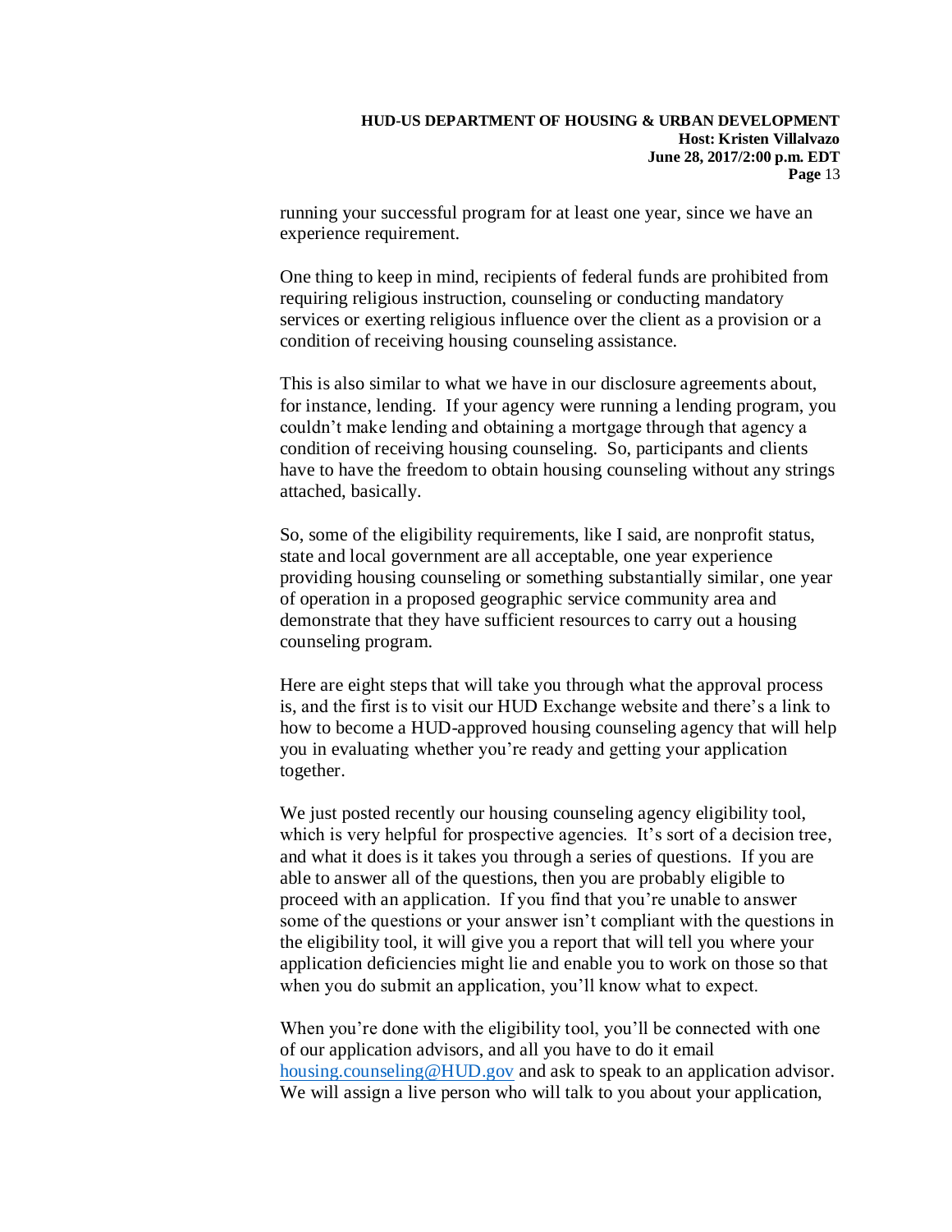running your successful program for at least one year, since we have an experience requirement.

One thing to keep in mind, recipients of federal funds are prohibited from requiring religious instruction, counseling or conducting mandatory services or exerting religious influence over the client as a provision or a condition of receiving housing counseling assistance.

This is also similar to what we have in our disclosure agreements about, for instance, lending. If your agency were running a lending program, you couldn't make lending and obtaining a mortgage through that agency a condition of receiving housing counseling. So, participants and clients have to have the freedom to obtain housing counseling without any strings attached, basically.

So, some of the eligibility requirements, like I said, are nonprofit status, state and local government are all acceptable, one year experience providing housing counseling or something substantially similar, one year of operation in a proposed geographic service community area and demonstrate that they have sufficient resources to carry out a housing counseling program.

Here are eight steps that will take you through what the approval process is, and the first is to visit our HUD Exchange website and there's a link to how to become a HUD-approved housing counseling agency that will help you in evaluating whether you're ready and getting your application together.

We just posted recently our housing counseling agency eligibility tool, which is very helpful for prospective agencies. It's sort of a decision tree, and what it does is it takes you through a series of questions. If you are able to answer all of the questions, then you are probably eligible to proceed with an application. If you find that you're unable to answer some of the questions or your answer isn't compliant with the questions in the eligibility tool, it will give you a report that will tell you where your application deficiencies might lie and enable you to work on those so that when you do submit an application, you'll know what to expect.

When you're done with the eligibility tool, you'll be connected with one of our application advisors, and all you have to do it email housing.counseling@HUD.gov and ask to speak to an application advisor. We will assign a live person who will talk to you about your application,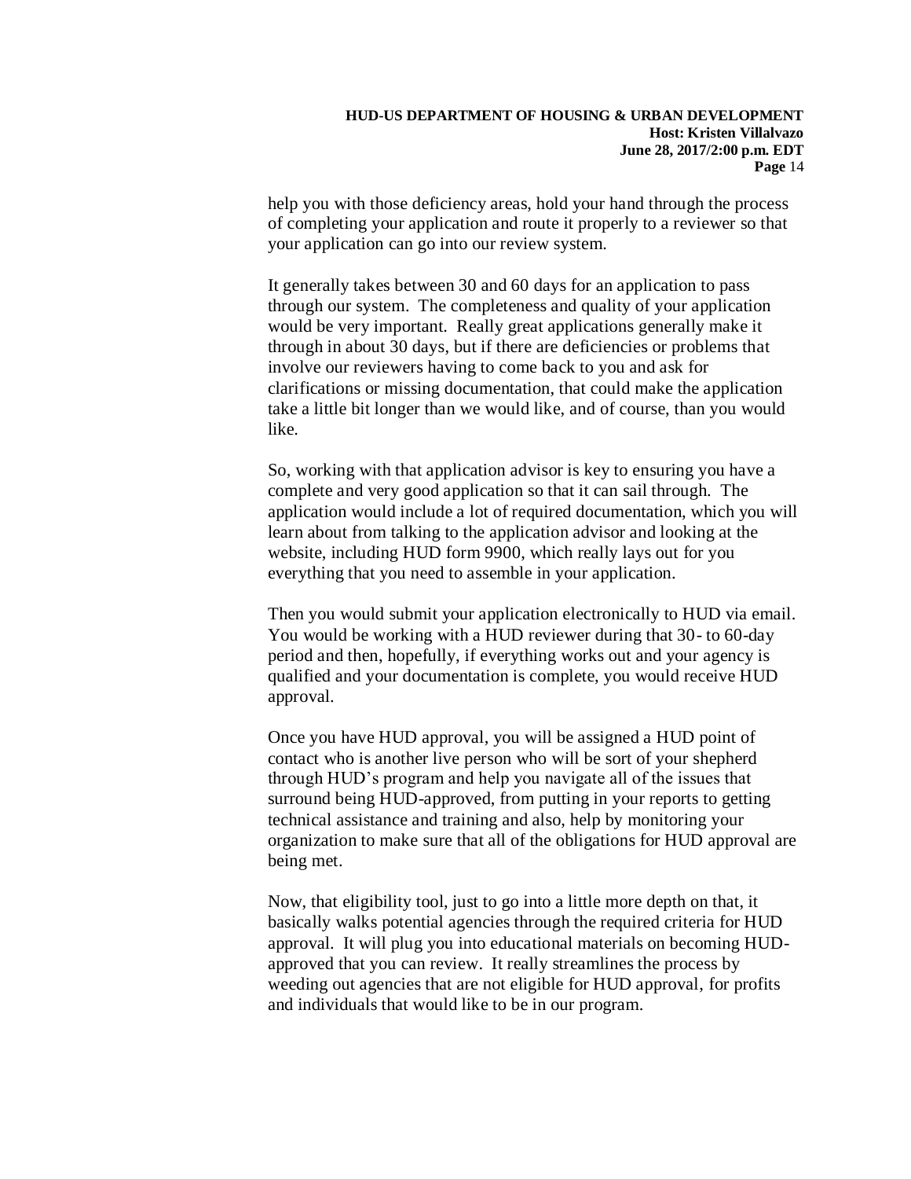help you with those deficiency areas, hold your hand through the process of completing your application and route it properly to a reviewer so that your application can go into our review system.

It generally takes between 30 and 60 days for an application to pass through our system. The completeness and quality of your application would be very important. Really great applications generally make it through in about 30 days, but if there are deficiencies or problems that involve our reviewers having to come back to you and ask for clarifications or missing documentation, that could make the application take a little bit longer than we would like, and of course, than you would like.

So, working with that application advisor is key to ensuring you have a complete and very good application so that it can sail through. The application would include a lot of required documentation, which you will learn about from talking to the application advisor and looking at the website, including HUD form 9900, which really lays out for you everything that you need to assemble in your application.

Then you would submit your application electronically to HUD via email. You would be working with a HUD reviewer during that 30- to 60-day period and then, hopefully, if everything works out and your agency is qualified and your documentation is complete, you would receive HUD approval.

Once you have HUD approval, you will be assigned a HUD point of contact who is another live person who will be sort of your shepherd through HUD's program and help you navigate all of the issues that surround being HUD-approved, from putting in your reports to getting technical assistance and training and also, help by monitoring your organization to make sure that all of the obligations for HUD approval are being met.

Now, that eligibility tool, just to go into a little more depth on that, it basically walks potential agencies through the required criteria for HUD approval. It will plug you into educational materials on becoming HUD-approved that you can review. It really streamlines the process by weeding out agencies that are not eligible for HUD approval, for profits and individuals that would like to be in our program.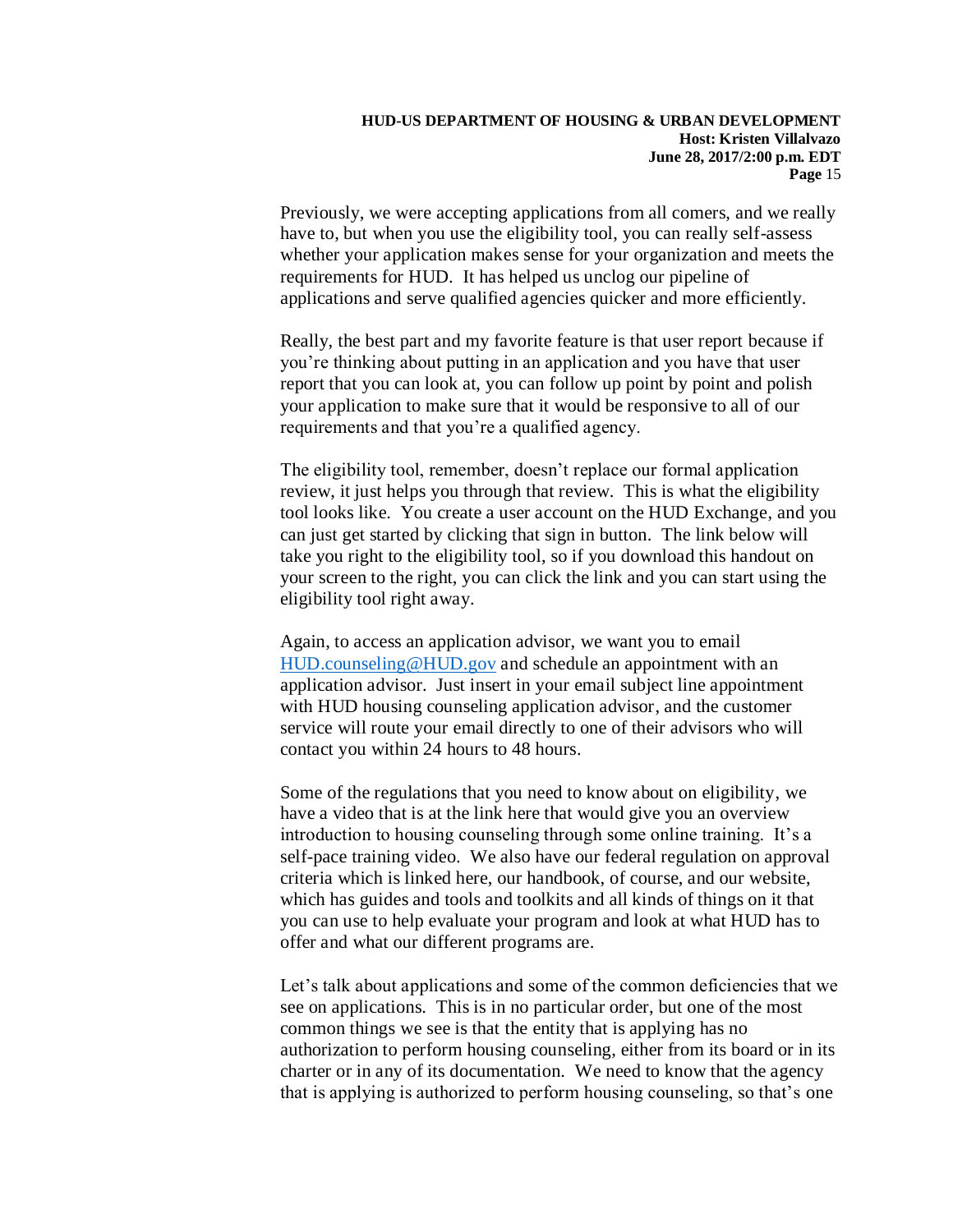Previously, we were accepting applications from all comers, and we really have to, but when you use the eligibility tool, you can really self-assess whether your application makes sense for your organization and meets the requirements for HUD. It has helped us unclog our pipeline of applications and serve qualified agencies quicker and more efficiently.

Really, the best part and my favorite feature is that user report because if you're thinking about putting in an application and you have that user report that you can look at, you can follow up point by point and polish your application to make sure that it would be responsive to all of our requirements and that you're a qualified agency.

The eligibility tool, remember, doesn't replace our formal application review, it just helps you through that review. This is what the eligibility tool looks like. You create a user account on the HUD Exchange, and you can just get started by clicking that sign in button. The link below will take you right to the eligibility tool, so if you download this handout on your screen to the right, you can click the link and you can start using the eligibility tool right away.

Again, to access an application advisor, we want you to email [HUD.counseling@HUD.gov](mailto:HUD.counseling@HUD.gov) and schedule an appointment with an application advisor. Just insert in your email subject line appointment with HUD housing counseling application advisor, and the customer service will route your email directly to one of their advisors who will contact you within 24 hours to 48 hours.

Some of the regulations that you need to know about on eligibility, we have a video that is at the link here that would give you an overview introduction to housing counseling through some online training. It's a self-pace training video. We also have our federal regulation on approval criteria which is linked here, our handbook, of course, and our website, which has guides and tools and toolkits and all kinds of things on it that you can use to help evaluate your program and look at what HUD has to offer and what our different programs are.

Let's talk about applications and some of the common deficiencies that we see on applications. This is in no particular order, but one of the most common things we see is that the entity that is applying has no authorization to perform housing counseling, either from its board or in its charter or in any of its documentation. We need to know that the agency that is applying is authorized to perform housing counseling, so that's one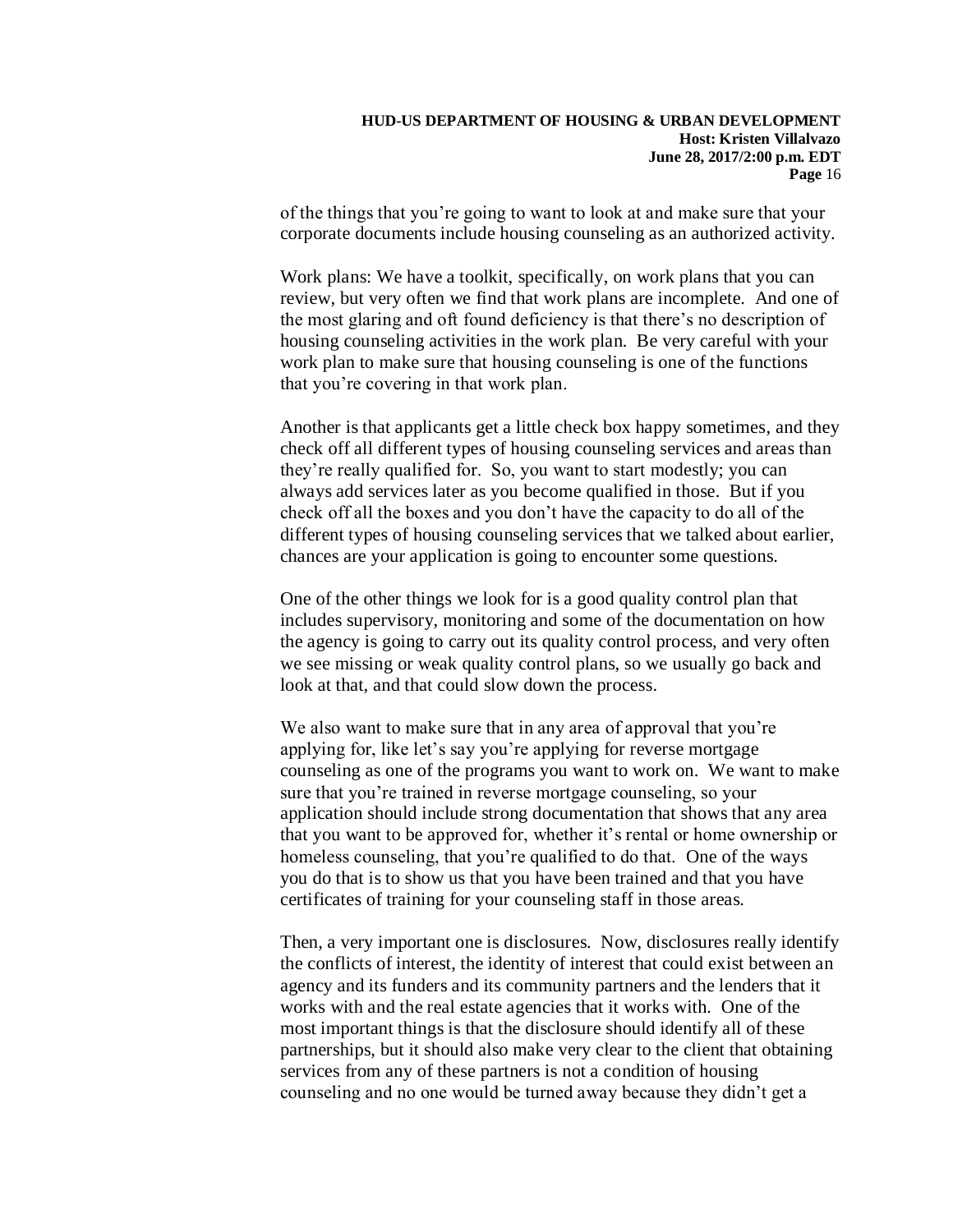of the things that you're going to want to look at and make sure that your corporate documents include housing counseling as an authorized activity.

Work plans: We have a toolkit, specifically, on work plans that you can review, but very often we find that work plans are incomplete. And one of the most glaring and oft found deficiency is that there's no description of housing counseling activities in the work plan. Be very careful with your work plan to make sure that housing counseling is one of the functions that you're covering in that work plan.

Another is that applicants get a little check box happy sometimes, and they check off all different types of housing counseling services and areas than they're really qualified for. So, you want to start modestly; you can always add services later as you become qualified in those. But if you check off all the boxes and you don't have the capacity to do all of the different types of housing counseling services that we talked about earlier, chances are your application is going to encounter some questions.

One of the other things we look for is a good quality control plan that includes supervisory, monitoring and some of the documentation on how the agency is going to carry out its quality control process, and very often we see missing or weak quality control plans, so we usually go back and look at that, and that could slow down the process.

We also want to make sure that in any area of approval that you're applying for, like let's say you're applying for reverse mortgage counseling as one of the programs you want to work on. We want to make sure that you're trained in reverse mortgage counseling, so your application should include strong documentation that shows that any area that you want to be approved for, whether it's rental or home ownership or homeless counseling, that you're qualified to do that. One of the ways you do that is to show us that you have been trained and that you have certificates of training for your counseling staff in those areas.

Then, a very important one is disclosures. Now, disclosures really identify the conflicts of interest, the identity of interest that could exist between an agency and its funders and its community partners and the lenders that it works with and the real estate agencies that it works with. One of the most important things is that the disclosure should identify all of these partnerships, but it should also make very clear to the client that obtaining services from any of these partners is not a condition of housing counseling and no one would be turned away because they didn't get a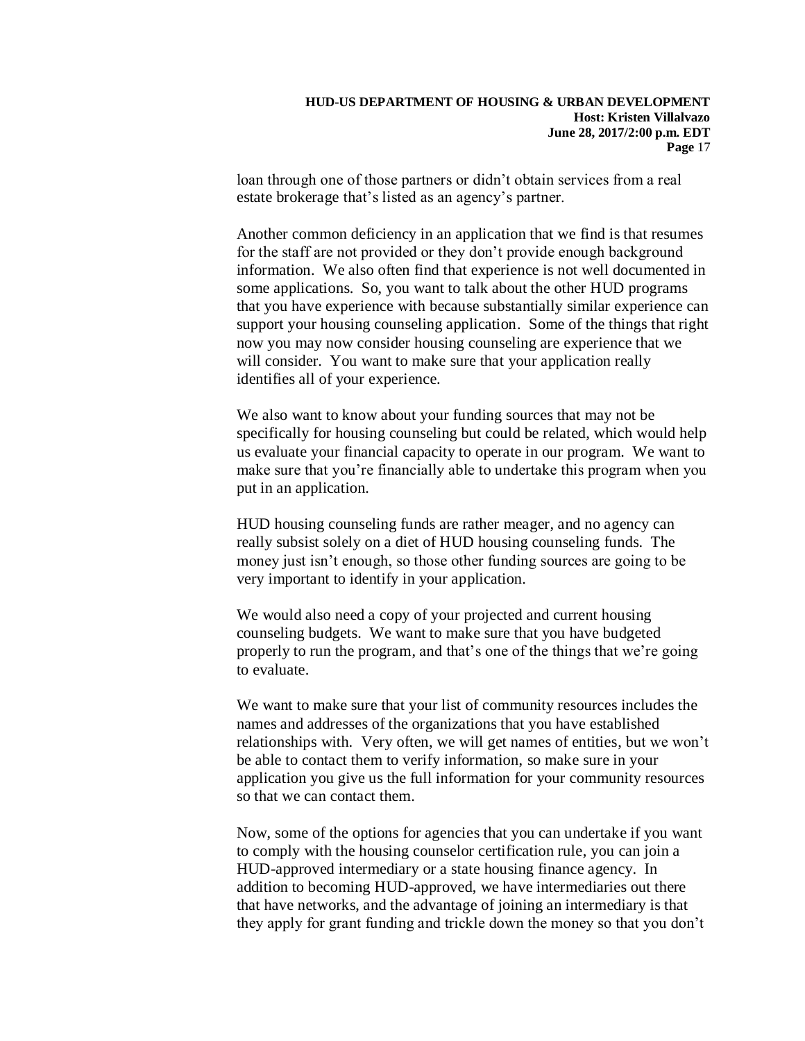loan through one of those partners or didn't obtain services from a real estate brokerage that's listed as an agency's partner.

Another common deficiency in an application that we find is that resumes for the staff are not provided or they don't provide enough background information. We also often find that experience is not well documented in some applications. So, you want to talk about the other HUD programs that you have experience with because substantially similar experience can support your housing counseling application. Some of the things that right now you may now consider housing counseling are experience that we will consider. You want to make sure that your application really identifies all of your experience.

We also want to know about your funding sources that may not be specifically for housing counseling but could be related, which would help us evaluate your financial capacity to operate in our program. We want to make sure that you're financially able to undertake this program when you put in an application.

HUD housing counseling funds are rather meager, and no agency can really subsist solely on a diet of HUD housing counseling funds. The money just isn't enough, so those other funding sources are going to be very important to identify in your application.

We would also need a copy of your projected and current housing counseling budgets. We want to make sure that you have budgeted properly to run the program, and that's one of the things that we're going to evaluate.

We want to make sure that your list of community resources includes the names and addresses of the organizations that you have established relationships with. Very often, we will get names of entities, but we won't be able to contact them to verify information, so make sure in your application you give us the full information for your community resources so that we can contact them.

Now, some of the options for agencies that you can undertake if you want to comply with the housing counselor certification rule, you can join a HUD-approved intermediary or a state housing finance agency. In addition to becoming HUD-approved, we have intermediaries out there that have networks, and the advantage of joining an intermediary is that they apply for grant funding and trickle down the money so that you don't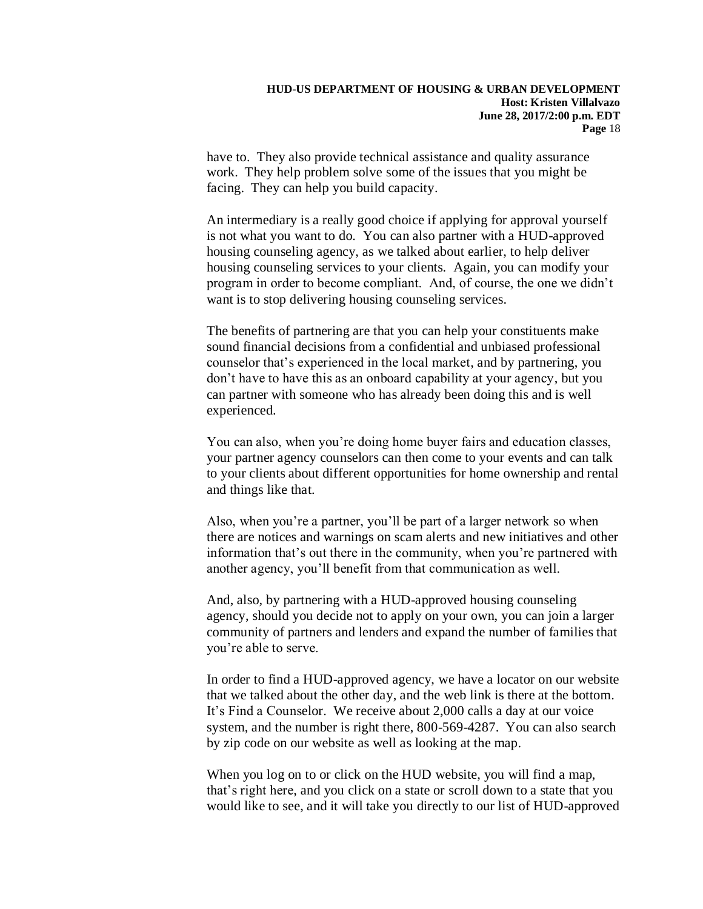have to. They also provide technical assistance and quality assurance work. They help problem solve some of the issues that you might be facing. They can help you build capacity.

An intermediary is a really good choice if applying for approval yourself is not what you want to do. You can also partner with a HUD-approved housing counseling agency, as we talked about earlier, to help deliver housing counseling services to your clients. Again, you can modify your program in order to become compliant. And, of course, the one we didn't want is to stop delivering housing counseling services.

The benefits of partnering are that you can help your constituents make sound financial decisions from a confidential and unbiased professional counselor that's experienced in the local market, and by partnering, you don't have to have this as an onboard capability at your agency, but you can partner with someone who has already been doing this and is well experienced.

You can also, when you're doing home buyer fairs and education classes, your partner agency counselors can then come to your events and can talk to your clients about different opportunities for home ownership and rental and things like that.

Also, when you're a partner, you'll be part of a larger network so when there are notices and warnings on scam alerts and new initiatives and other information that's out there in the community, when you're partnered with another agency, you'll benefit from that communication as well.

And, also, by partnering with a HUD-approved housing counseling agency, should you decide not to apply on your own, you can join a larger community of partners and lenders and expand the number of families that you're able to serve.

In order to find a HUD-approved agency, we have a locator on our website that we talked about the other day, and the web link is there at the bottom. It's Find a Counselor. We receive about 2,000 calls a day at our voice system, and the number is right there, 800-569-4287. You can also search by zip code on our website as well as looking at the map.

When you log on to or click on the HUD website, you will find a map, that's right here, and you click on a state or scroll down to a state that you would like to see, and it will take you directly to our list of HUD-approved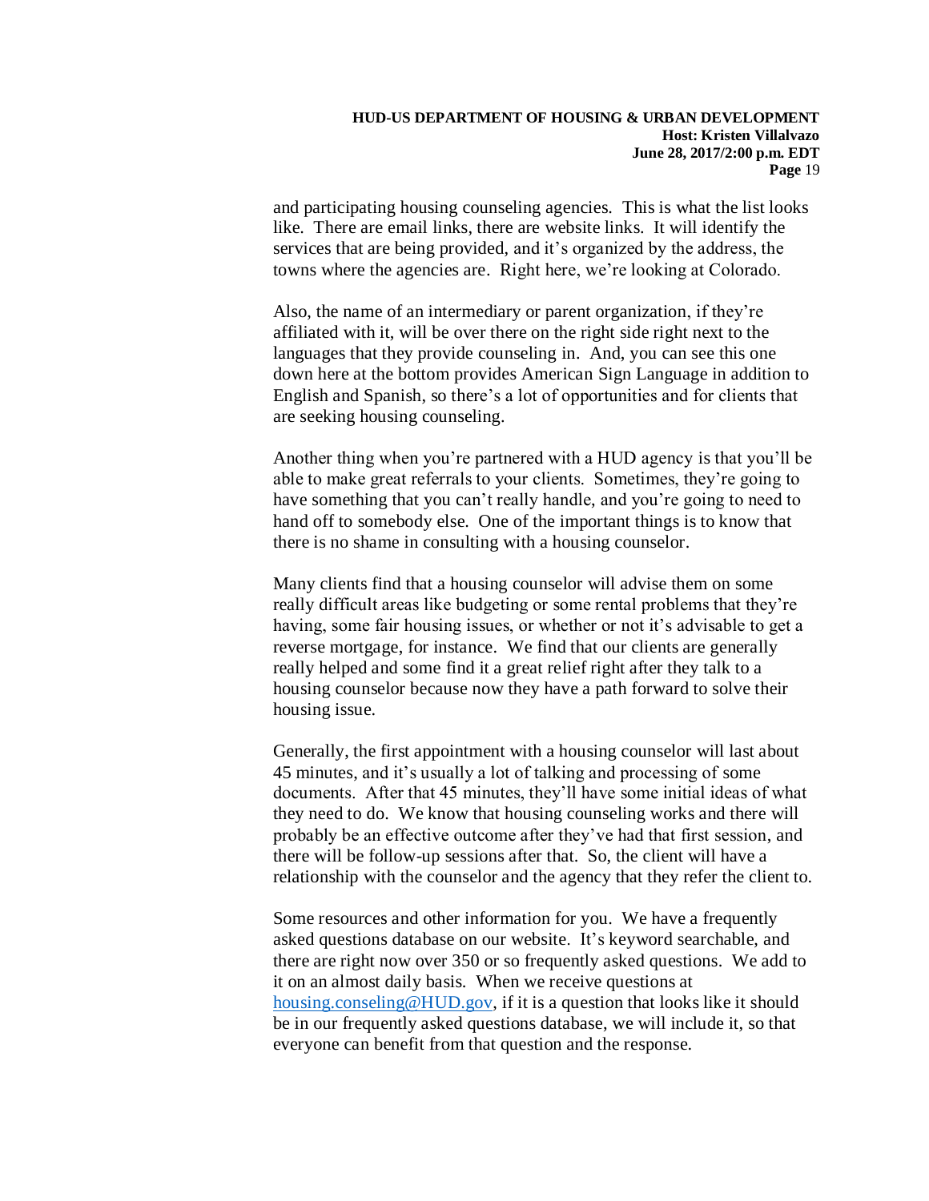and participating housing counseling agencies. This is what the list looks like. There are email links, there are website links. It will identify the services that are being provided, and it's organized by the address, the towns where the agencies are. Right here, we're looking at Colorado.

Also, the name of an intermediary or parent organization, if they're affiliated with it, will be over there on the right side right next to the languages that they provide counseling in. And, you can see this one down here at the bottom provides American Sign Language in addition to English and Spanish, so there's a lot of opportunities and for clients that are seeking housing counseling.

Another thing when you're partnered with a HUD agency is that you'll be able to make great referrals to your clients. Sometimes, they're going to have something that you can't really handle, and you're going to need to hand off to somebody else. One of the important things is to know that there is no shame in consulting with a housing counselor.

Many clients find that a housing counselor will advise them on some really difficult areas like budgeting or some rental problems that they're having, some fair housing issues, or whether or not it's advisable to get a reverse mortgage, for instance. We find that our clients are generally really helped and some find it a great relief right after they talk to a housing counselor because now they have a path forward to solve their housing issue.

Generally, the first appointment with a housing counselor will last about 45 minutes, and it's usually a lot of talking and processing of some documents. After that 45 minutes, they'll have some initial ideas of what they need to do. We know that housing counseling works and there will probably be an effective outcome after they've had that first session, and there will be follow-up sessions after that. So, the client will have a relationship with the counselor and the agency that they refer the client to.

Some resources and other information for you. We have a frequently asked questions database on our website. It's keyword searchable, and there are right now over 350 or so frequently asked questions. We add to it on an almost daily basis. When we receive questions at [housing.conseling@HUD.gov](mailto:housing.conseling@HUD.gov), if it is a question that looks like it should be in our frequently asked questions database, we will include it, so that everyone can benefit from that question and the response.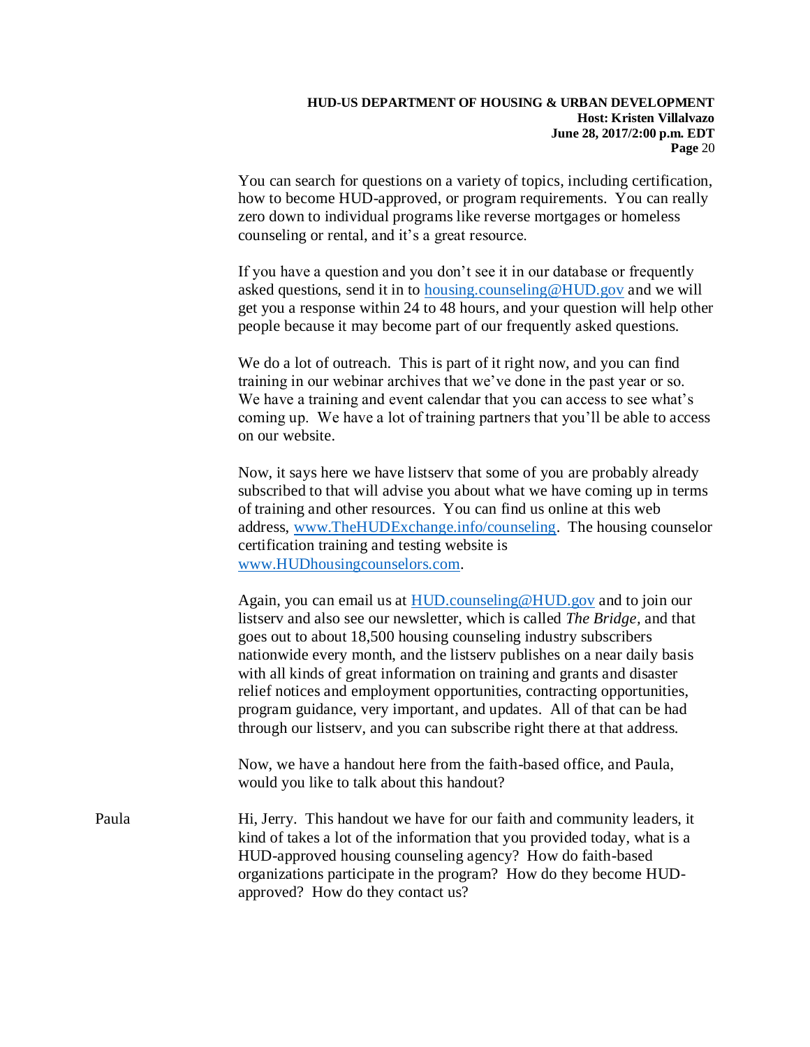You can search for questions on a variety of topics, including certification, how to become HUD-approved, or program requirements. You can really zero down to individual programs like reverse mortgages or homeless counseling or rental, and it's a great resource.

If you have a question and you don't see it in our database or frequently asked questions, send it in to housing.counseling@HUD.gov and we will get you a response within 24 to 48 hours, and your question will help other people because it may become part of our frequently asked questions.

We do a lot of outreach. This is part of it right now, and you can find training in our webinar archives that we've done in the past year or so. We have a training and event calendar that you can access to see what's coming up. We have a lot of training partners that you'll be able to access on our website.

Now, it says here we have listserv that some of you are probably already subscribed to that will advise you about what we have coming up in terms of training and other resources. You can find us online at this web address, www.TheHUDExchange.info/counseling. The housing counselor certification training and testing website is www.HUDhousingcounselors.com.

Again, you can email us at HUD.counseling@HUD.gov and to join our listserv and also see our newsletter, which is called *The Bridge*, and that goes out to about 18,500 housing counseling industry subscribers nationwide every month, and the listserv publishes on a near daily basis with all kinds of great information on training and grants and disaster relief notices and employment opportunities, contracting opportunities, program guidance, very important, and updates. All of that can be had through our listserv, and you can subscribe right there at that address.

Now, we have a handout here from the faith-based office, and Paula, would you like to talk about this handout?

Paula: Hi, Jerry. This handout we have for our faith and community leaders, it kind of takes a lot of the information that you provided today, what is a HUD-approved housing counseling agency? How do faith-based organizations participate in the program? How do they become HUD-approved? How do they contact us?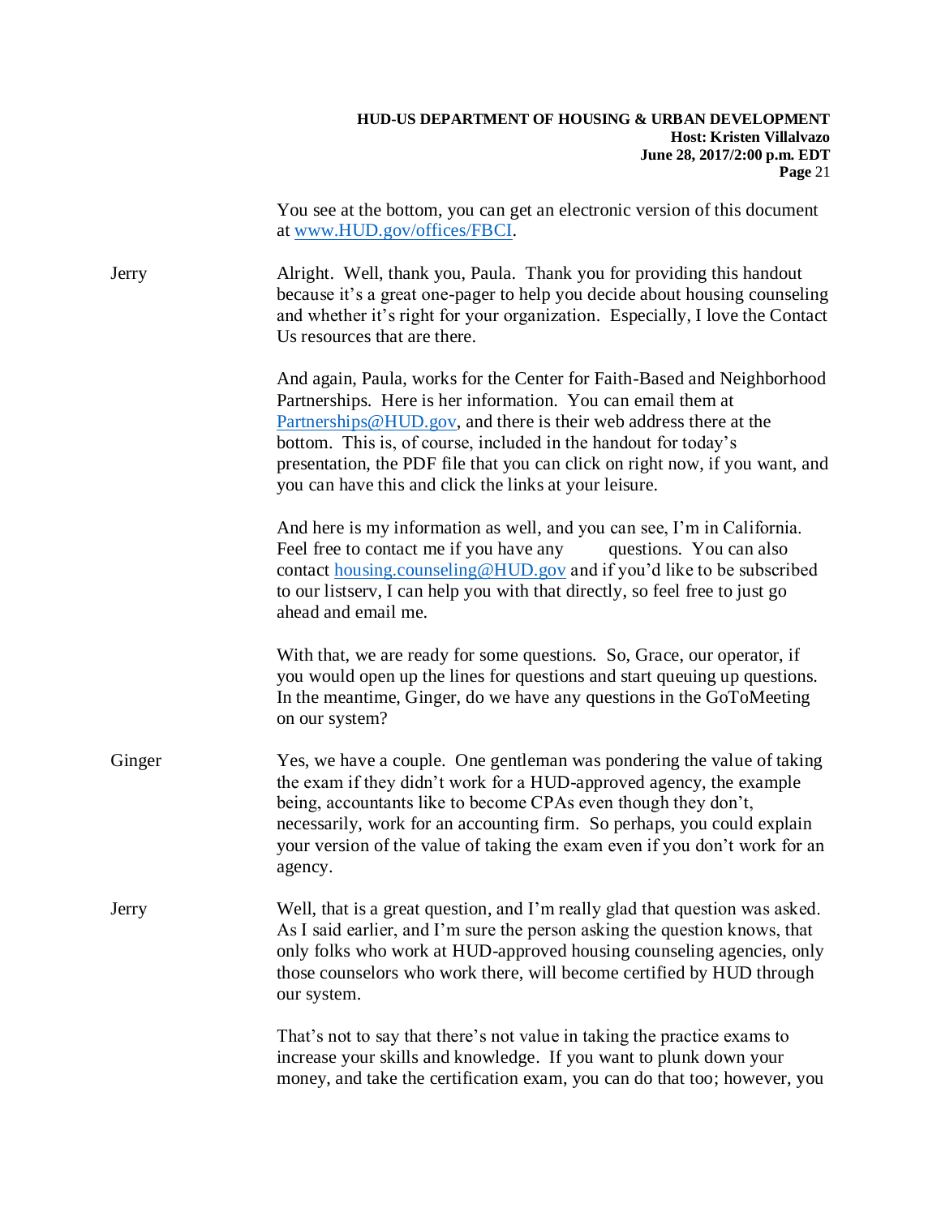You see at the bottom, you can get an electronic version of this document at www.HUD.gov/offices/FBCI.

**Jerry** Alright. Well, thank you, Paula. Thank you for providing this handout because it's a great one-pager to help you decide about housing counseling and whether it's right for your organization. Especially, I love the Contact Us resources that are there.

And again, Paula, works for the Center for Faith-Based and Neighborhood Partnerships. Here is her information. You can email them at Partnerships@HUD.gov, and there is their web address there at the bottom. This is, of course, included in the handout for today's presentation, the PDF file that you can click on right now, if you want, and you can have this and click the links at your leisure.

And here is my information as well, and you can see, I'm in California. Feel free to contact me if you have any questions. You can also contact housing.counseling@HUD.gov and if you'd like to be subscribed to our listserv, I can help you with that directly, so feel free to just go ahead and email me.

With that, we are ready for some questions. So, Grace, our operator, if you would open up the lines for questions and start queuing up questions. In the meantime, Ginger, do we have any questions in the GoToMeeting on our system?

**Ginger** Yes, we have a couple. One gentleman was pondering the value of taking the exam if they didn't work for a HUD-approved agency, the example being, accountants like to become CPAs even though they don't, necessarily, work for an accounting firm. So perhaps, you could explain your version of the value of taking the exam even if you don't work for an agency.

**Jerry** Well, that is a great question, and I'm really glad that question was asked. As I said earlier, and I'm sure the person asking the question knows, that only folks who work at HUD-approved housing counseling agencies, only those counselors who work there, will become certified by HUD through our system.

That's not to say that there's not value in taking the practice exams to increase your skills and knowledge. If you want to plunk down your money, and take the certification exam, you can do that too; however, you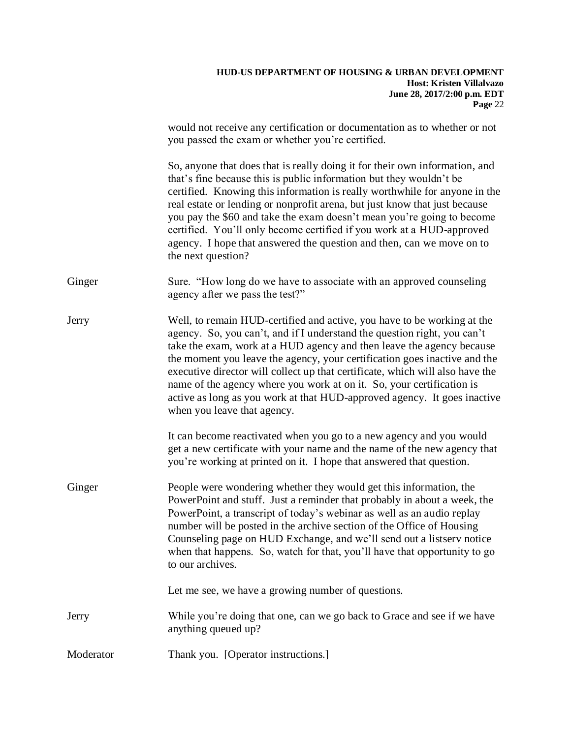would not receive any certification or documentation as to whether or not you passed the exam or whether you're certified.

So, anyone that does that is really doing it for their own information, and that's fine because this is public information but they wouldn't be certified. Knowing this information is really worthwhile for anyone in the real estate or lending or nonprofit arena, but just know that just because you pay the $60 and take the exam doesn't mean you're going to become certified. You'll only become certified if you work at a HUD-approved agency. I hope that answered the question and then, can we move on to the next question?

Ginger Sure. "How long do we have to associate with an approved counseling agency after we pass the test?"

Jerry Well, to remain HUD-certified and active, you have to be working at the agency. So, you can't, and if I understand the question right, you can't take the exam, work at a HUD agency and then leave the agency because the moment you leave the agency, your certification goes inactive and the executive director will collect up that certificate, which will also have the name of the agency where you work at on it. So, your certification is active as long as you work at that HUD-approved agency. It goes inactive when you leave that agency.

It can become reactivated when you go to a new agency and you would get a new certificate with your name and the name of the new agency that you're working at printed on it. I hope that answered that question.

Ginger People were wondering whether they would get this information, the PowerPoint and stuff. Just a reminder that probably in about a week, the PowerPoint, a transcript of today's webinar as well as an audio replay number will be posted in the archive section of the Office of Housing Counseling page on HUD Exchange, and we'll send out a listserv notice when that happens. So, watch for that, you'll have that opportunity to go to our archives.

Let me see, we have a growing number of questions.

Jerry While you're doing that one, can we go back to Grace and see if we have anything queued up?

Moderator Thank you. [Operator instructions.]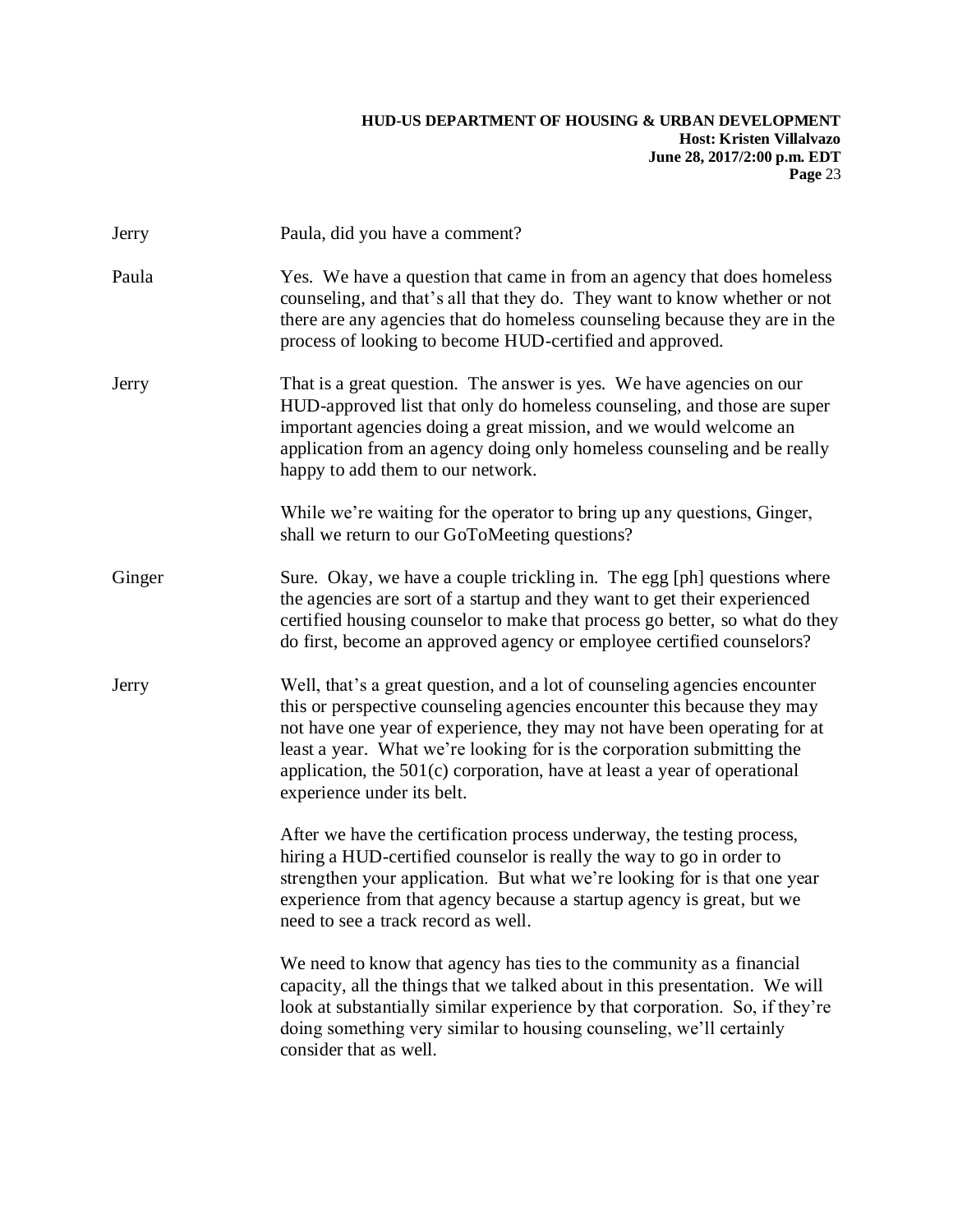**Jerry** Paula, did you have a comment?

**Paula** Yes. We have a question that came in from an agency that does homeless counseling, and that's all that they do. They want to know whether or not there are any agencies that do homeless counseling because they are in the process of looking to become HUD-certified and approved.

**Jerry** That is a great question. The answer is yes. We have agencies on our HUD-approved list that only do homeless counseling, and those are super important agencies doing a great mission, and we would welcome an application from an agency doing only homeless counseling and be really happy to add them to our network.

While we're waiting for the operator to bring up any questions, Ginger, shall we return to our GoToMeeting questions?

**Ginger** Sure. Okay, we have a couple trickling in. The egg [ph] questions where the agencies are sort of a startup and they want to get their experienced certified housing counselor to make that process go better, so what do they do first, become an approved agency or employee certified counselors?

**Jerry** Well, that's a great question, and a lot of counseling agencies encounter this or perspective counseling agencies encounter this because they may not have one year of experience, they may not have been operating for at least a year. What we're looking for is the corporation submitting the application, the 501(c) corporation, have at least a year of operational experience under its belt.

After we have the certification process underway, the testing process, hiring a HUD-certified counselor is really the way to go in order to strengthen your application. But what we're looking for is that one year experience from that agency because a startup agency is great, but we need to see a track record as well.

We need to know that agency has ties to the community as a financial capacity, all the things that we talked about in this presentation. We will look at substantially similar experience by that corporation. So, if they're doing something very similar to housing counseling, we'll certainly consider that as well.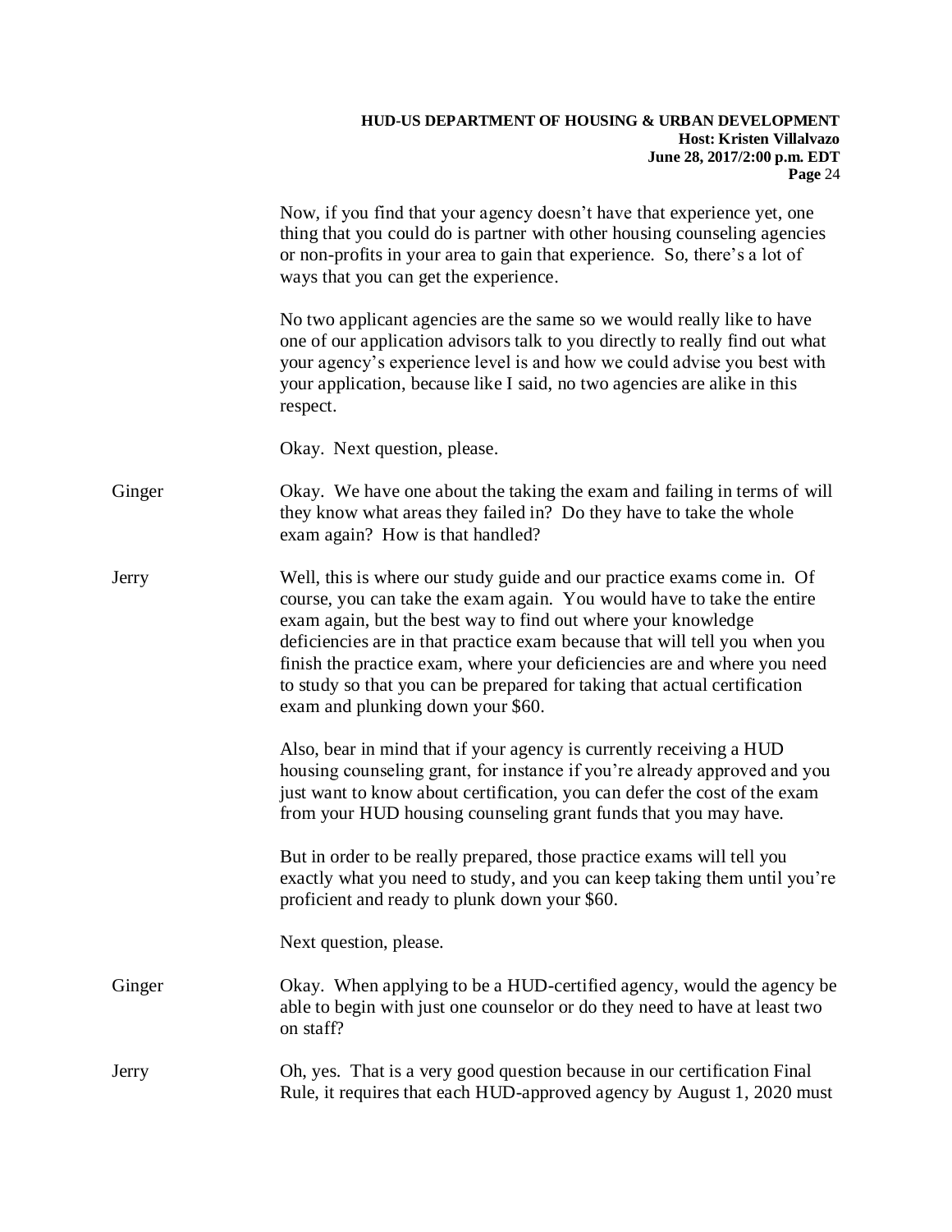Now, if you find that your agency doesn't have that experience yet, one thing that you could do is partner with other housing counseling agencies or non-profits in your area to gain that experience. So, there's a lot of ways that you can get the experience.

No two applicant agencies are the same so we would really like to have one of our application advisors talk to you directly to really find out what your agency's experience level is and how we could advise you best with your application, because like I said, no two agencies are alike in this respect.

Okay. Next question, please.

Ginger: Okay. We have one about the taking the exam and failing in terms of will they know what areas they failed in? Do they have to take the whole exam again? How is that handled?

Jerry: Well, this is where our study guide and our practice exams come in. Of course, you can take the exam again. You would have to take the entire exam again, but the best way to find out where your knowledge deficiencies are in that practice exam because that will tell you when you finish the practice exam, where your deficiencies are and where you need to study so that you can be prepared for taking that actual certification exam and plunking down your $60.

Also, bear in mind that if your agency is currently receiving a HUD housing counseling grant, for instance if you're already approved and you just want to know about certification, you can defer the cost of the exam from your HUD housing counseling grant funds that you may have.

But in order to be really prepared, those practice exams will tell you exactly what you need to study, and you can keep taking them until you're proficient and ready to plunk down your $60.

Next question, please.

Ginger: Okay. When applying to be a HUD-certified agency, would the agency be able to begin with just one counselor or do they need to have at least two on staff?

Jerry: Oh, yes. That is a very good question because in our certification Final Rule, it requires that each HUD-approved agency by August 1, 2020 must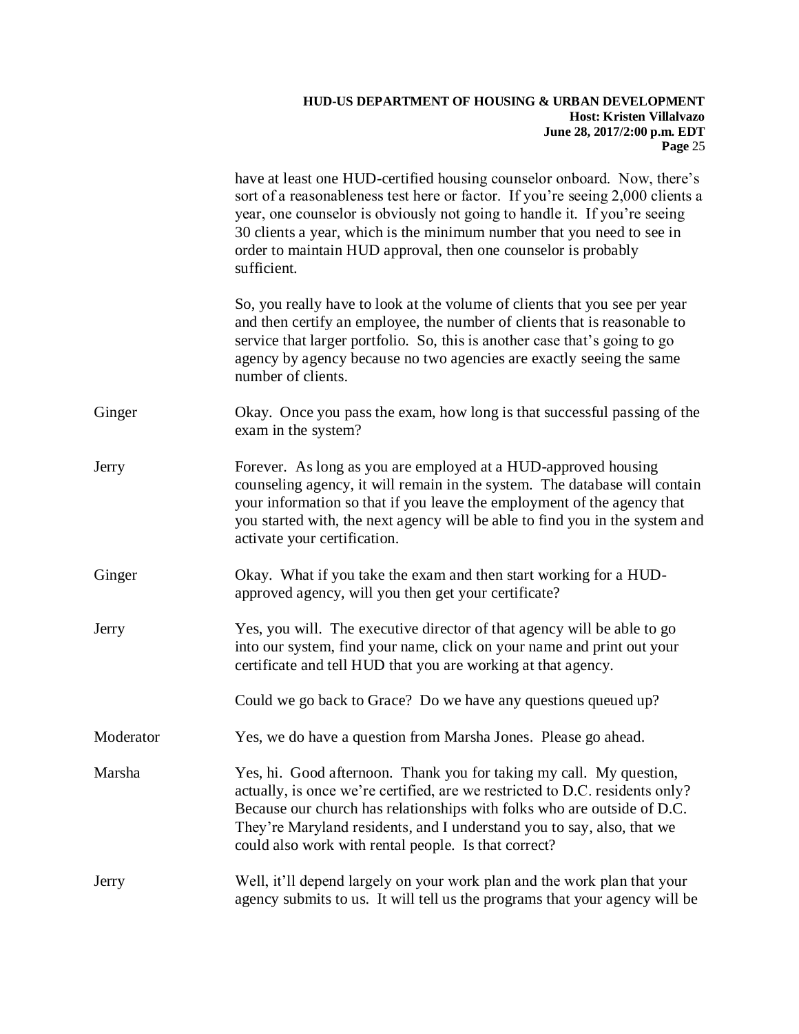have at least one HUD-certified housing counselor onboard. Now, there's sort of a reasonableness test here or factor. If you're seeing 2,000 clients a year, one counselor is obviously not going to handle it. If you're seeing 30 clients a year, which is the minimum number that you need to see in order to maintain HUD approval, then one counselor is probably sufficient.

So, you really have to look at the volume of clients that you see per year and then certify an employee, the number of clients that is reasonable to service that larger portfolio. So, this is another case that's going to go agency by agency because no two agencies are exactly seeing the same number of clients.

**Ginger:** Okay. Once you pass the exam, how long is that successful passing of the exam in the system?

**Jerry:** Forever. As long as you are employed at a HUD-approved housing counseling agency, it will remain in the system. The database will contain your information so that if you leave the employment of the agency that you started with, the next agency will be able to find you in the system and activate your certification.

**Ginger:** Okay. What if you take the exam and then start working for a HUD-approved agency, will you then get your certificate?

**Jerry:** Yes, you will. The executive director of that agency will be able to go into our system, find your name, click on your name and print out your certificate and tell HUD that you are working at that agency.

Could we go back to Grace? Do we have any questions queued up?

**Moderator:** Yes, we do have a question from Marsha Jones. Please go ahead.

**Marsha:** Yes, hi. Good afternoon. Thank you for taking my call. My question, actually, is once we're certified, are we restricted to D.C. residents only? Because our church has relationships with folks who are outside of D.C. They're Maryland residents, and I understand you to say, also, that we could also work with rental people. Is that correct?

**Jerry:** Well, it'll depend largely on your work plan and the work plan that your agency submits to us. It will tell us the programs that your agency will be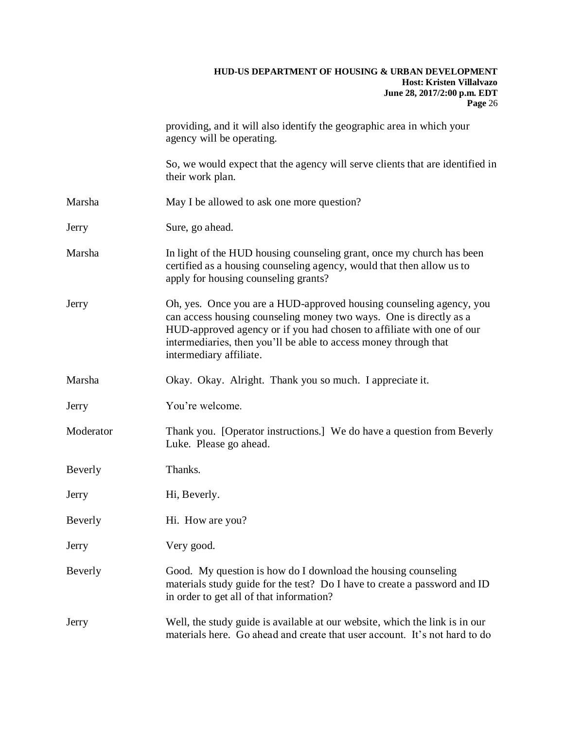providing, and it will also identify the geographic area in which your agency will be operating.

So, we would expect that the agency will serve clients that are identified in their work plan.

**Marsha:** May I be allowed to ask one more question?

**Jerry:** Sure, go ahead.

**Marsha:** In light of the HUD housing counseling grant, once my church has been certified as a housing counseling agency, would that then allow us to apply for housing counseling grants?

**Jerry:** Oh, yes. Once you are a HUD-approved housing counseling agency, you can access housing counseling money two ways. One is directly as a HUD-approved agency or if you had chosen to affiliate with one of our intermediaries, then you'll be able to access money through that intermediary affiliate.

**Marsha:** Okay. Okay. Alright. Thank you so much. I appreciate it.

**Jerry:** You're welcome.

**Moderator:** Thank you. [Operator instructions.] We do have a question from Beverly Luke. Please go ahead.

**Beverly:** Thanks.

**Jerry:** Hi, Beverly.

**Beverly:** Hi. How are you?

**Jerry:** Very good.

**Beverly:** Good. My question is how do I download the housing counseling materials study guide for the test? Do I have to create a password and ID in order to get all of that information?

**Jerry:** Well, the study guide is available at our website, which the link is in our materials here. Go ahead and create that user account. It's not hard to do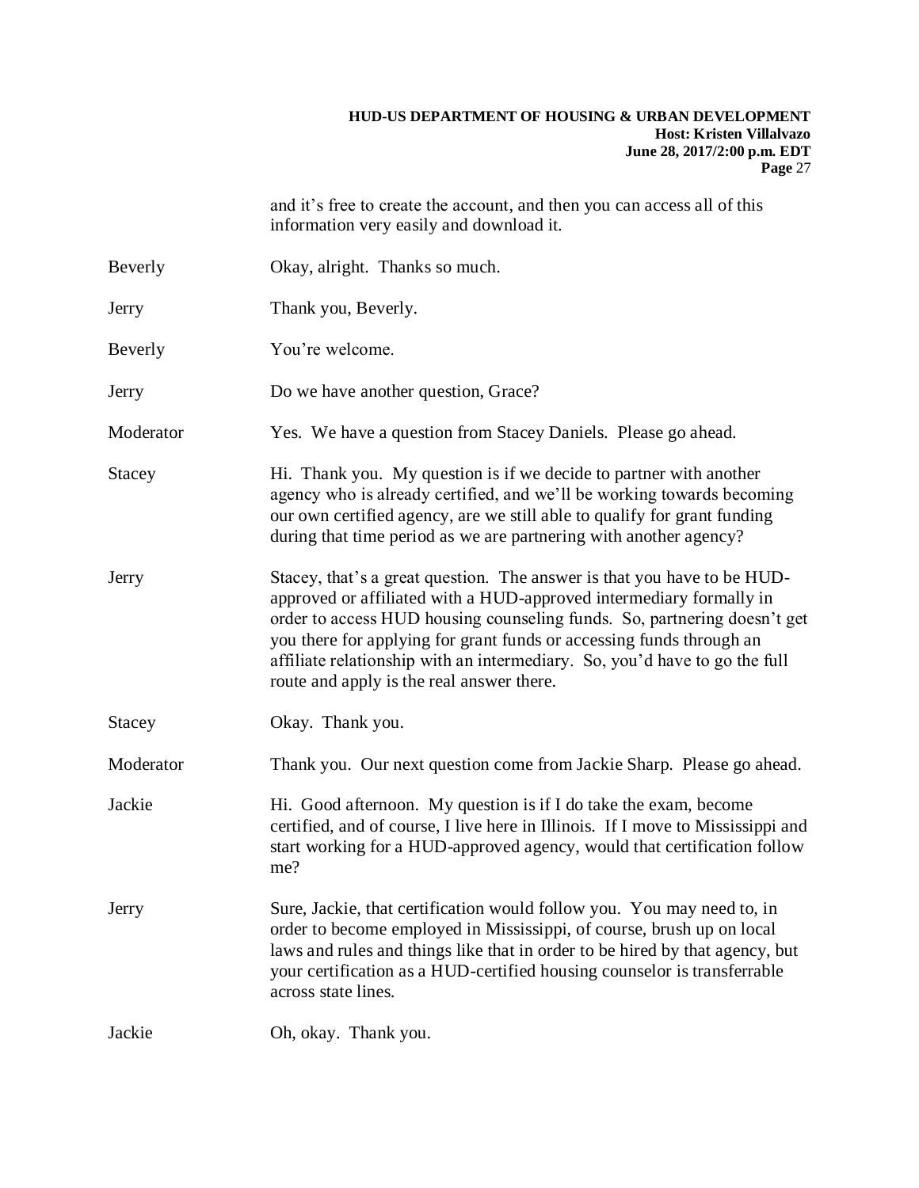and it's free to create the account, and then you can access all of this information very easily and download it.

Beverly: Okay, alright. Thanks so much.

Jerry: Thank you, Beverly.

Beverly: You're welcome.

Jerry: Do we have another question, Grace?

Moderator: Yes. We have a question from Stacey Daniels. Please go ahead.

Stacey: Hi. Thank you. My question is if we decide to partner with another agency who is already certified, and we'll be working towards becoming our own certified agency, are we still able to qualify for grant funding during that time period as we are partnering with another agency?

Jerry: Stacey, that's a great question. The answer is that you have to be HUD-approved or affiliated with a HUD-approved intermediary formally in order to access HUD housing counseling funds. So, partnering doesn't get you there for applying for grant funds or accessing funds through an affiliate relationship with an intermediary. So, you'd have to go the full route and apply is the real answer there.

Stacey: Okay. Thank you.

Moderator: Thank you. Our next question come from Jackie Sharp. Please go ahead.

Jackie: Hi. Good afternoon. My question is if I do take the exam, become certified, and of course, I live here in Illinois. If I move to Mississippi and start working for a HUD-approved agency, would that certification follow me?

Jerry: Sure, Jackie, that certification would follow you. You may need to, in order to become employed in Mississippi, of course, brush up on local laws and rules and things like that in order to be hired by that agency, but your certification as a HUD-certified housing counselor is transferrable across state lines.

Jackie: Oh, okay. Thank you.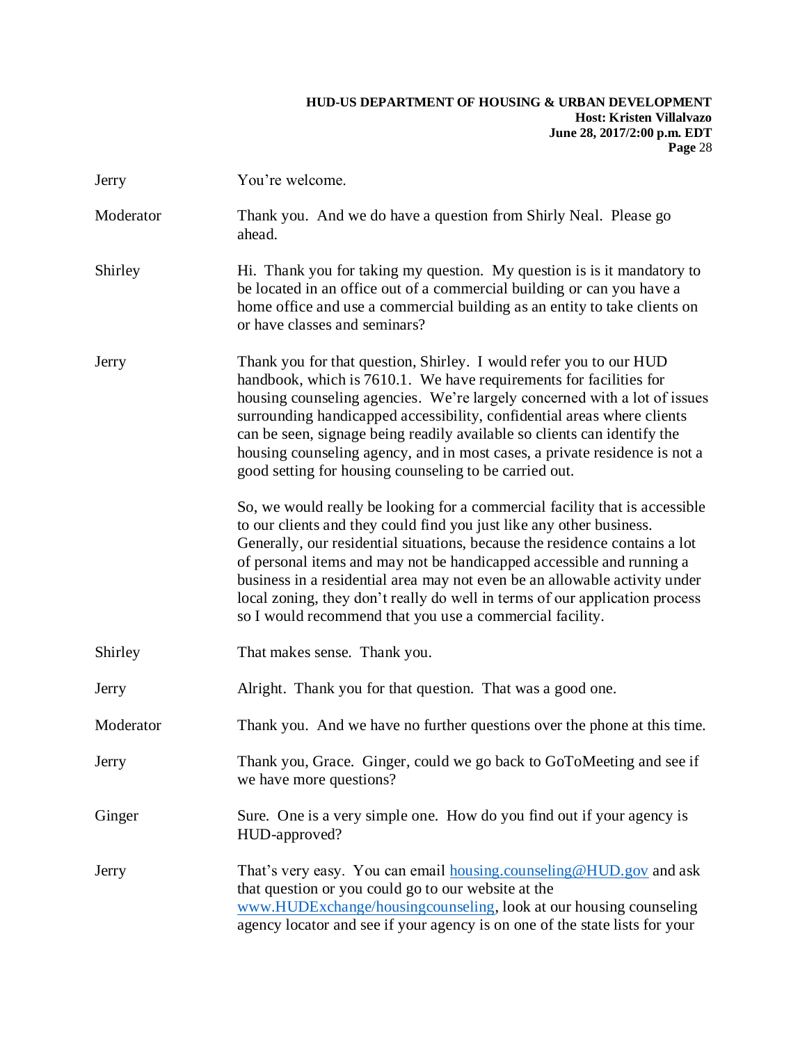Jerry You're welcome.

Moderator Thank you. And we do have a question from Shirly Neal. Please go ahead.

Shirley Hi. Thank you for taking my question. My question is is it mandatory to be located in an office out of a commercial building or can you have a home office and use a commercial building as an entity to take clients on or have classes and seminars?

Jerry Thank you for that question, Shirley. I would refer you to our HUD handbook, which is 7610.1. We have requirements for facilities for housing counseling agencies. We're largely concerned with a lot of issues surrounding handicapped accessibility, confidential areas where clients can be seen, signage being readily available so clients can identify the housing counseling agency, and in most cases, a private residence is not a good setting for housing counseling to be carried out.

So, we would really be looking for a commercial facility that is accessible to our clients and they could find you just like any other business. Generally, our residential situations, because the residence contains a lot of personal items and may not be handicapped accessible and running a business in a residential area may not even be an allowable activity under local zoning, they don't really do well in terms of our application process so I would recommend that you use a commercial facility.

Shirley That makes sense. Thank you.

Jerry Alright. Thank you for that question. That was a good one.

Moderator Thank you. And we have no further questions over the phone at this time.

Jerry Thank you, Grace. Ginger, could we go back to GoToMeeting and see if we have more questions?

Ginger Sure. One is a very simple one. How do you find out if your agency is HUD-approved?

Jerry That's very easy. You can email [housing.counseling@HUD.gov](mailto:housing.counseling@HUD.gov) and ask that question or you could go to our website at the [www.HUDExchange/housingcounseling](www.HUDExchange/housingcounseling), look at our housing counseling agency locator and see if your agency is on one of the state lists for your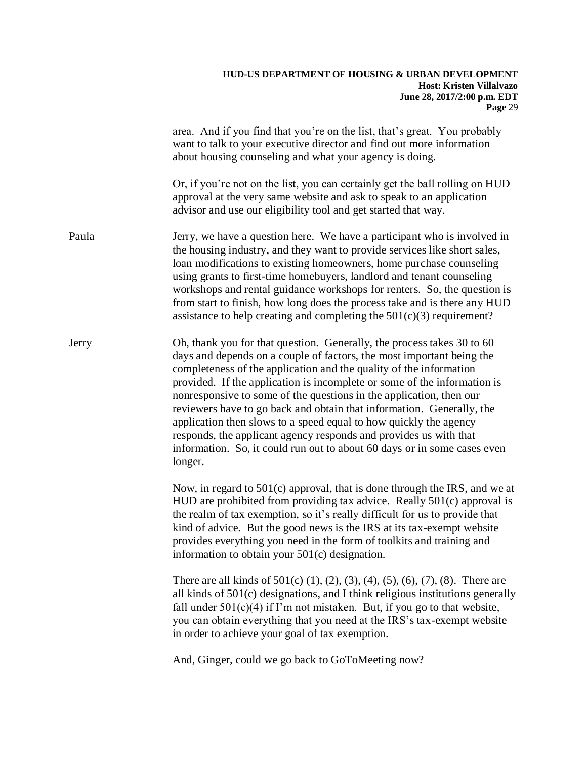area. And if you find that you're on the list, that's great. You probably want to talk to your executive director and find out more information about housing counseling and what your agency is doing.

Or, if you're not on the list, you can certainly get the ball rolling on HUD approval at the very same website and ask to speak to an application advisor and use our eligibility tool and get started that way.

Paula Jerry, we have a question here. We have a participant who is involved in the housing industry, and they want to provide services like short sales, loan modifications to existing homeowners, home purchase counseling using grants to first-time homebuyers, landlord and tenant counseling workshops and rental guidance workshops for renters. So, the question is from start to finish, how long does the process take and is there any HUD assistance to help creating and completing the 501(c)(3) requirement?

Jerry Oh, thank you for that question. Generally, the process takes 30 to 60 days and depends on a couple of factors, the most important being the completeness of the application and the quality of the information provided. If the application is incomplete or some of the information is nonresponsive to some of the questions in the application, then our reviewers have to go back and obtain that information. Generally, the application then slows to a speed equal to how quickly the agency responds, the applicant agency responds and provides us with that information. So, it could run out to about 60 days or in some cases even longer.

Now, in regard to 501(c) approval, that is done through the IRS, and we at HUD are prohibited from providing tax advice. Really 501(c) approval is the realm of tax exemption, so it's really difficult for us to provide that kind of advice. But the good news is the IRS at its tax-exempt website provides everything you need in the form of toolkits and training and information to obtain your 501(c) designation.

There are all kinds of 501(c) (1), (2), (3), (4), (5), (6), (7), (8). There are all kinds of 501(c) designations, and I think religious institutions generally fall under 501(c)(4) if I'm not mistaken. But, if you go to that website, you can obtain everything that you need at the IRS's tax-exempt website in order to achieve your goal of tax exemption.

And, Ginger, could we go back to GoToMeeting now?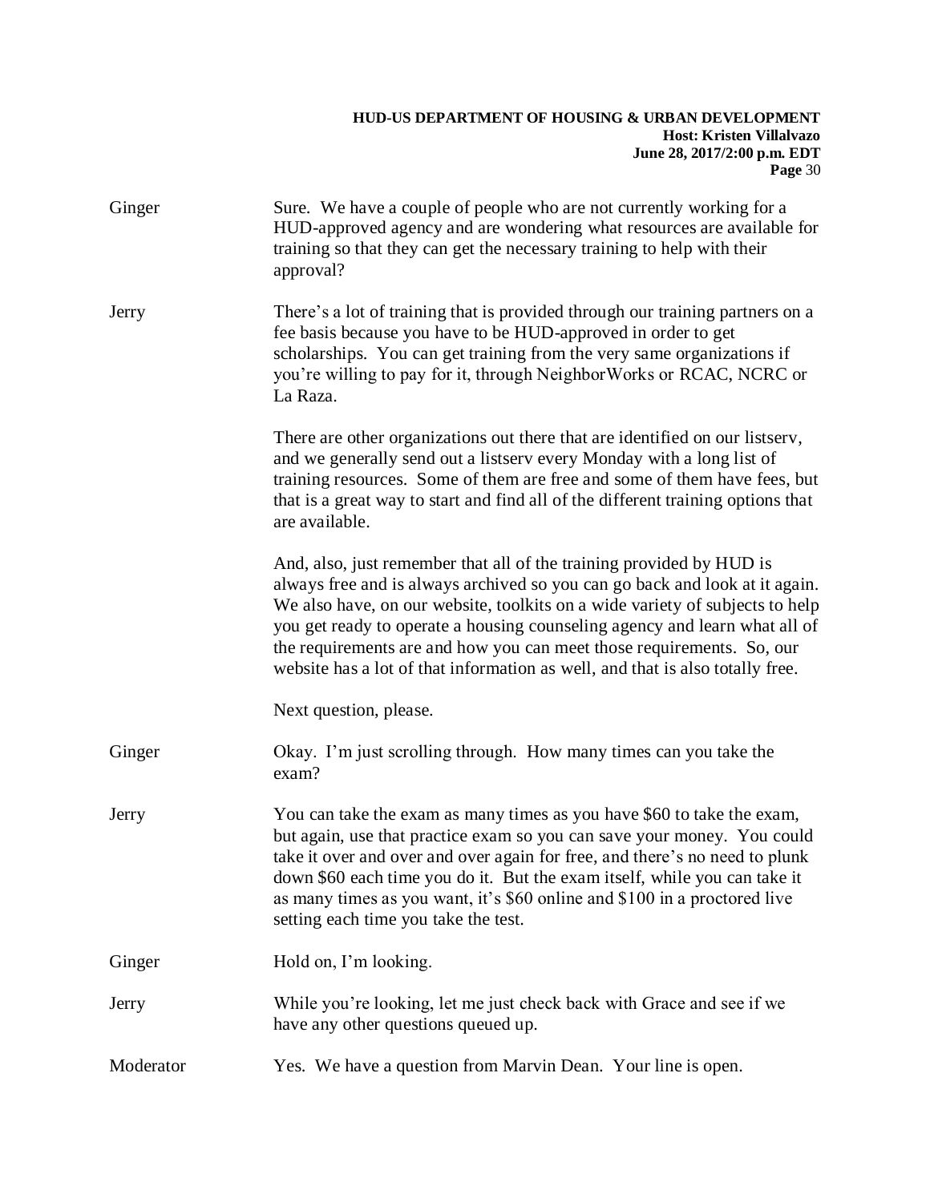Ginger: Sure. We have a couple of people who are not currently working for a HUD-approved agency and are wondering what resources are available for training so that they can get the necessary training to help with their approval?

Jerry: There's a lot of training that is provided through our training partners on a fee basis because you have to be HUD-approved in order to get scholarships. You can get training from the very same organizations if you're willing to pay for it, through NeighborWorks or RCAC, NCRC or La Raza.

There are other organizations out there that are identified on our listserv, and we generally send out a listserv every Monday with a long list of training resources. Some of them are free and some of them have fees, but that is a great way to start and find all of the different training options that are available.

And, also, just remember that all of the training provided by HUD is always free and is always archived so you can go back and look at it again. We also have, on our website, toolkits on a wide variety of subjects to help you get ready to operate a housing counseling agency and learn what all of the requirements are and how you can meet those requirements. So, our website has a lot of that information as well, and that is also totally free.

Next question, please.

Ginger: Okay. I'm just scrolling through. How many times can you take the exam?

Jerry: You can take the exam as many times as you have $60 to take the exam, but again, use that practice exam so you can save your money. You could take it over and over and over again for free, and there's no need to plunk down $60 each time you do it. But the exam itself, while you can take it as many times as you want, it's $60 online and $100 in a proctored live setting each time you take the test.

Ginger: Hold on, I'm looking.

Jerry: While you're looking, let me just check back with Grace and see if we have any other questions queued up.

Moderator: Yes. We have a question from Marvin Dean. Your line is open.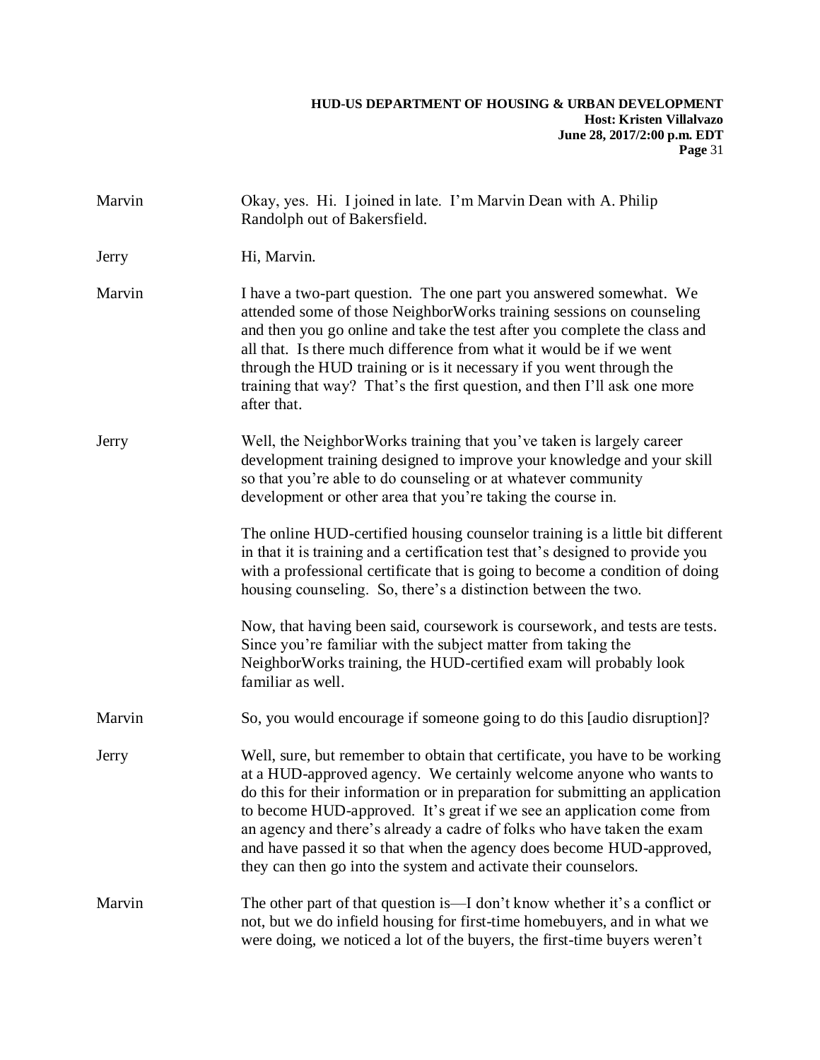Marvin — Okay, yes. Hi. I joined in late. I'm Marvin Dean with A. Philip Randolph out of Bakersfield.

Jerry — Hi, Marvin.

Marvin — I have a two-part question. The one part you answered somewhat. We attended some of those NeighborWorks training sessions on counseling and then you go online and take the test after you complete the class and all that. Is there much difference from what it would be if we went through the HUD training or is it necessary if you went through the training that way? That's the first question, and then I'll ask one more after that.

Jerry — Well, the NeighborWorks training that you've taken is largely career development training designed to improve your knowledge and your skill so that you're able to do counseling or at whatever community development or other area that you're taking the course in.

The online HUD-certified housing counselor training is a little bit different in that it is training and a certification test that's designed to provide you with a professional certificate that is going to become a condition of doing housing counseling. So, there's a distinction between the two.

Now, that having been said, coursework is coursework, and tests are tests. Since you're familiar with the subject matter from taking the NeighborWorks training, the HUD-certified exam will probably look familiar as well.

Marvin — So, you would encourage if someone going to do this [audio disruption]?

Jerry — Well, sure, but remember to obtain that certificate, you have to be working at a HUD-approved agency. We certainly welcome anyone who wants to do this for their information or in preparation for submitting an application to become HUD-approved. It's great if we see an application come from an agency and there's already a cadre of folks who have taken the exam and have passed it so that when the agency does become HUD-approved, they can then go into the system and activate their counselors.

Marvin — The other part of that question is—I don't know whether it's a conflict or not, but we do infield housing for first-time homebuyers, and in what we were doing, we noticed a lot of the buyers, the first-time buyers weren't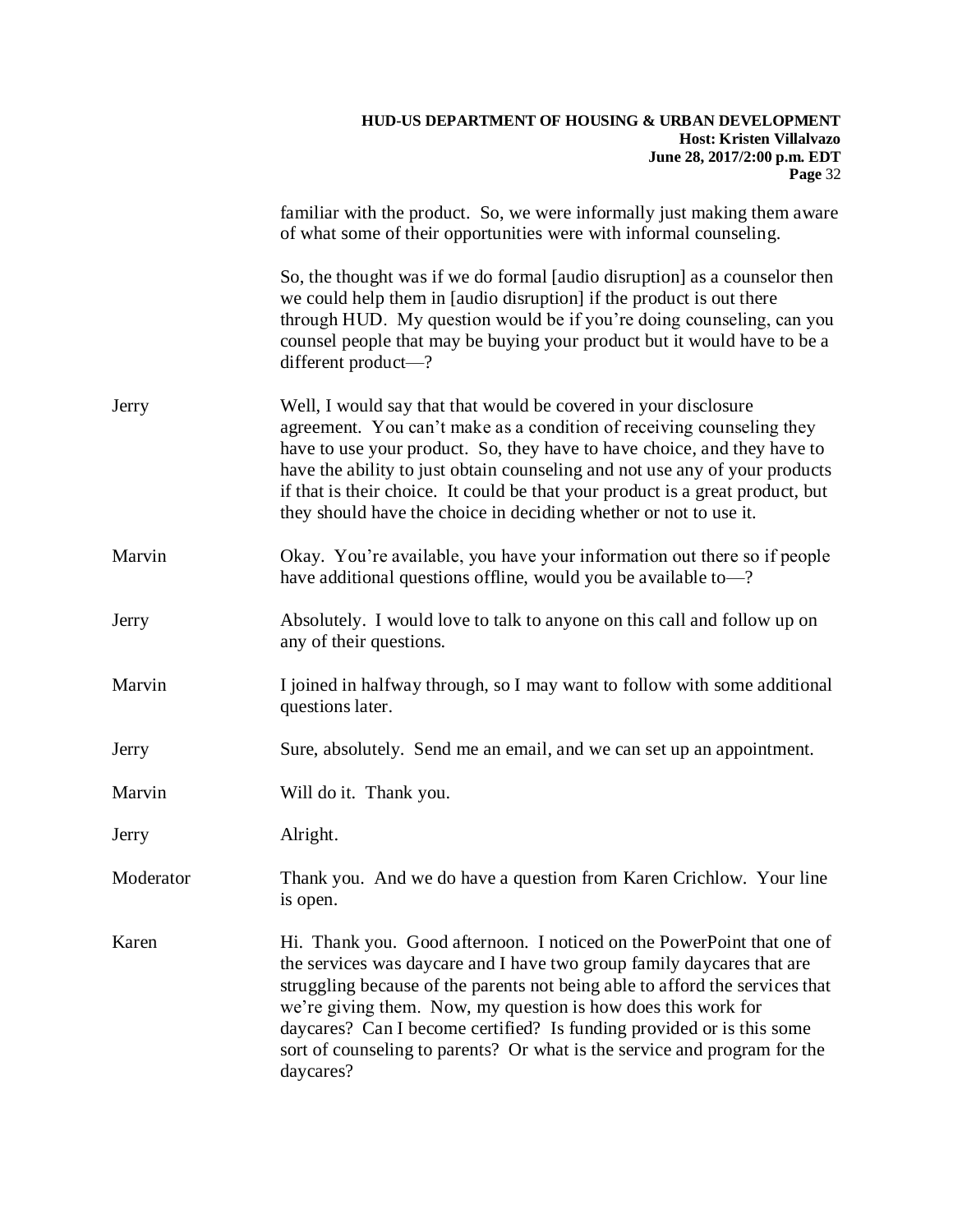familiar with the product. So, we were informally just making them aware of what some of their opportunities were with informal counseling.

So, the thought was if we do formal [audio disruption] as a counselor then we could help them in [audio disruption] if the product is out there through HUD. My question would be if you're doing counseling, can you counsel people that may be buying your product but it would have to be a different product—?

**Jerry:** Well, I would say that that would be covered in your disclosure agreement. You can't make as a condition of receiving counseling they have to use your product. So, they have to have choice, and they have to have the ability to just obtain counseling and not use any of your products if that is their choice. It could be that your product is a great product, but they should have the choice in deciding whether or not to use it.

**Marvin:** Okay. You're available, you have your information out there so if people have additional questions offline, would you be available to—?

**Jerry:** Absolutely. I would love to talk to anyone on this call and follow up on any of their questions.

**Marvin:** I joined in halfway through, so I may want to follow with some additional questions later.

**Jerry:** Sure, absolutely. Send me an email, and we can set up an appointment.

**Marvin:** Will do it. Thank you.

**Jerry:** Alright.

**Moderator:** Thank you. And we do have a question from Karen Crichlow. Your line is open.

**Karen:** Hi. Thank you. Good afternoon. I noticed on the PowerPoint that one of the services was daycare and I have two group family daycares that are struggling because of the parents not being able to afford the services that we're giving them. Now, my question is how does this work for daycares? Can I become certified? Is funding provided or is this some sort of counseling to parents? Or what is the service and program for the daycares?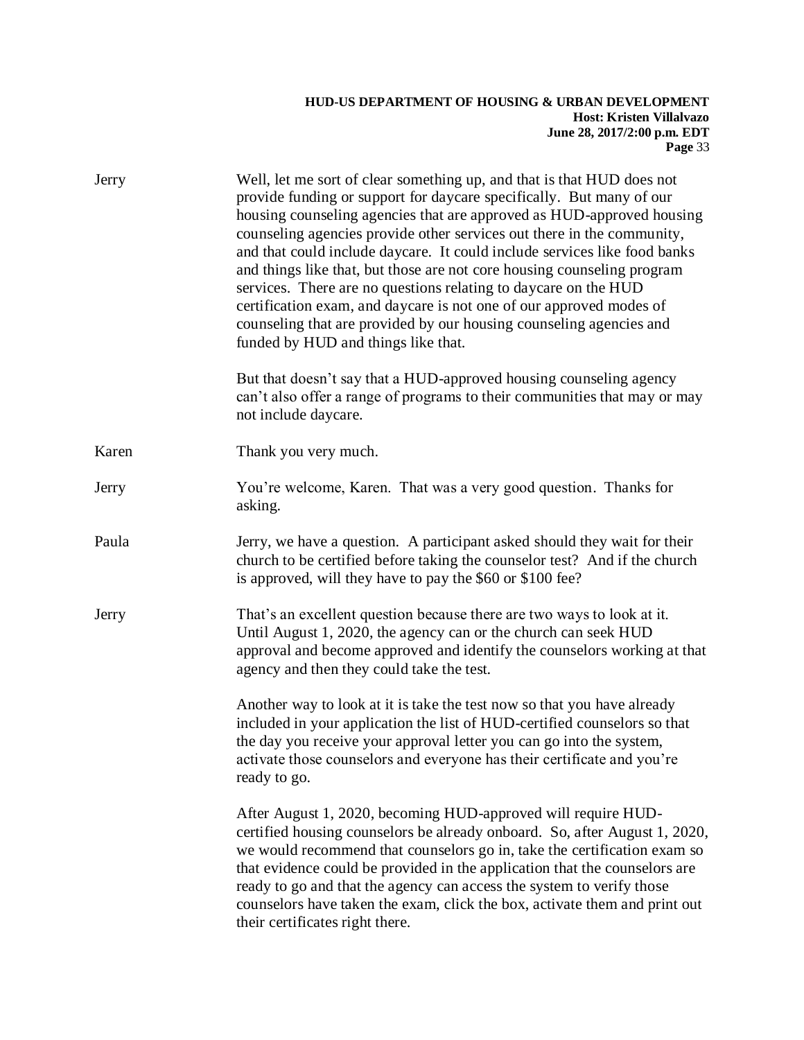Jerry: Well, let me sort of clear something up, and that is that HUD does not provide funding or support for daycare specifically. But many of our housing counseling agencies that are approved as HUD-approved housing counseling agencies provide other services out there in the community, and that could include daycare. It could include services like food banks and things like that, but those are not core housing counseling program services. There are no questions relating to daycare on the HUD certification exam, and daycare is not one of our approved modes of counseling that are provided by our housing counseling agencies and funded by HUD and things like that.

But that doesn't say that a HUD-approved housing counseling agency can't also offer a range of programs to their communities that may or may not include daycare.

Karen: Thank you very much.

Jerry: You're welcome, Karen. That was a very good question. Thanks for asking.

Paula: Jerry, we have a question. A participant asked should they wait for their church to be certified before taking the counselor test? And if the church is approved, will they have to pay the $60 or $100 fee?

Jerry: That's an excellent question because there are two ways to look at it. Until August 1, 2020, the agency can or the church can seek HUD approval and become approved and identify the counselors working at that agency and then they could take the test.

Another way to look at it is take the test now so that you have already included in your application the list of HUD-certified counselors so that the day you receive your approval letter you can go into the system, activate those counselors and everyone has their certificate and you're ready to go.

After August 1, 2020, becoming HUD-approved will require HUD-certified housing counselors be already onboard. So, after August 1, 2020, we would recommend that counselors go in, take the certification exam so that evidence could be provided in the application that the counselors are ready to go and that the agency can access the system to verify those counselors have taken the exam, click the box, activate them and print out their certificates right there.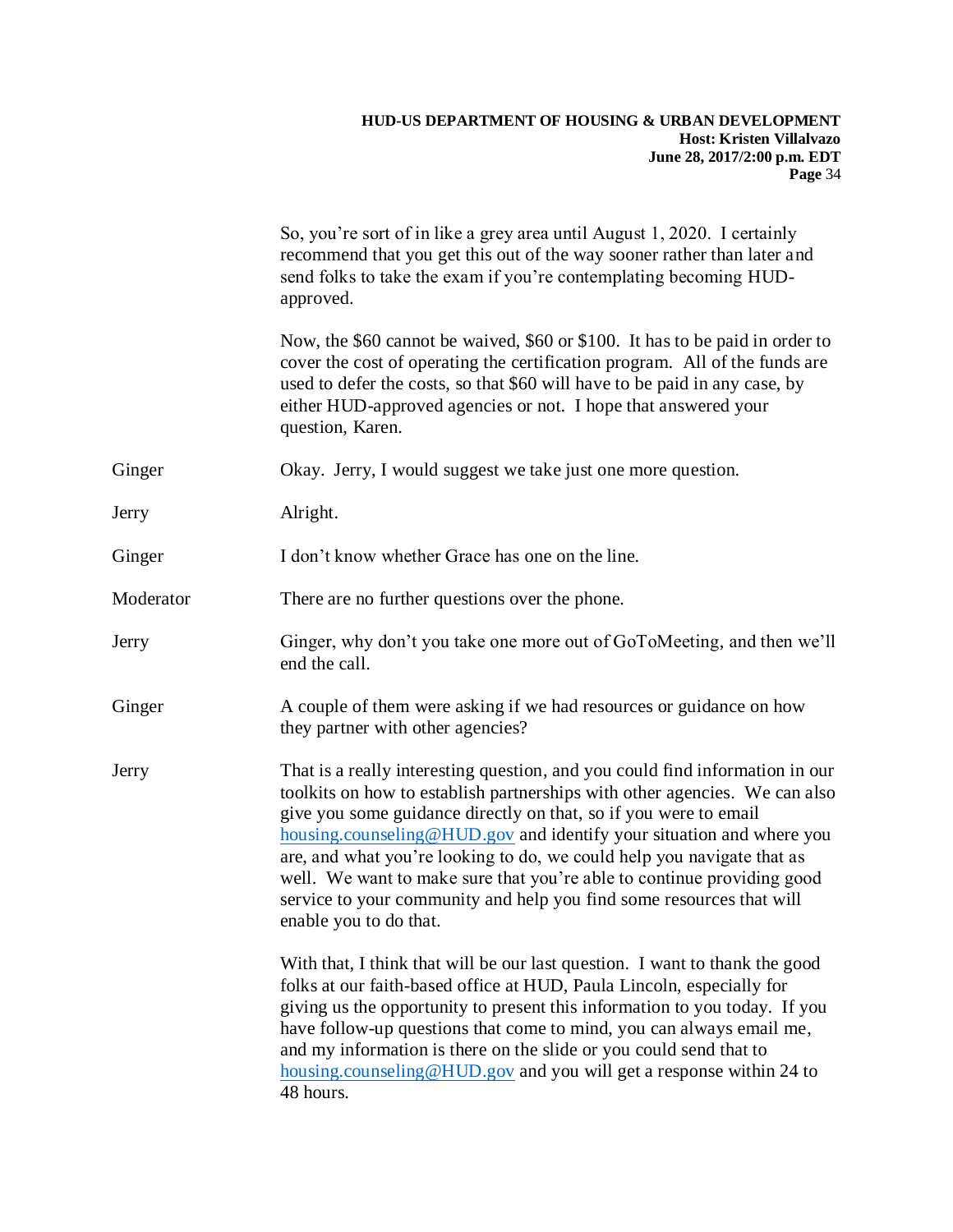So, you're sort of in like a grey area until August 1, 2020. I certainly recommend that you get this out of the way sooner rather than later and send folks to take the exam if you're contemplating becoming HUD-approved.

Now, the $60 cannot be waived, $60 or $100. It has to be paid in order to cover the cost of operating the certification program. All of the funds are used to defer the costs, so that $60 will have to be paid in any case, by either HUD-approved agencies or not. I hope that answered your question, Karen.

Ginger: Okay. Jerry, I would suggest we take just one more question.

Jerry: Alright.

Ginger: I don't know whether Grace has one on the line.

Moderator: There are no further questions over the phone.

Jerry: Ginger, why don't you take one more out of GoToMeeting, and then we'll end the call.

Ginger: A couple of them were asking if we had resources or guidance on how they partner with other agencies?

Jerry: That is a really interesting question, and you could find information in our toolkits on how to establish partnerships with other agencies. We can also give you some guidance directly on that, so if you were to email housing.counseling@HUD.gov and identify your situation and where you are, and what you're looking to do, we could help you navigate that as well. We want to make sure that you're able to continue providing good service to your community and help you find some resources that will enable you to do that.

With that, I think that will be our last question. I want to thank the good folks at our faith-based office at HUD, Paula Lincoln, especially for giving us the opportunity to present this information to you today. If you have follow-up questions that come to mind, you can always email me, and my information is there on the slide or you could send that to housing.counseling@HUD.gov and you will get a response within 24 to 48 hours.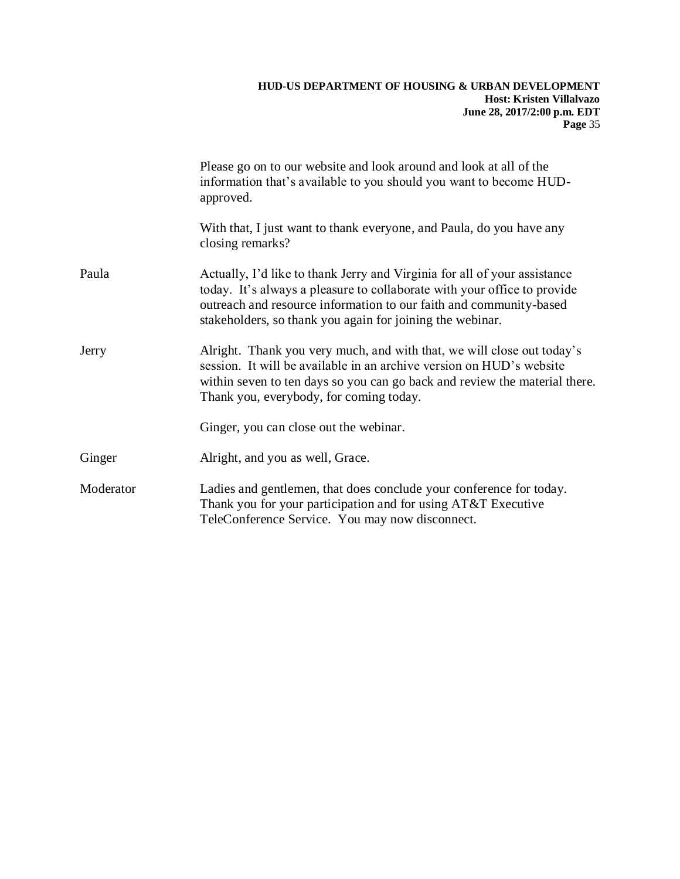Please go on to our website and look around and look at all of the information that's available to you should you want to become HUD-approved.

With that, I just want to thank everyone, and Paula, do you have any closing remarks?

Paula — Actually, I'd like to thank Jerry and Virginia for all of your assistance today. It's always a pleasure to collaborate with your office to provide outreach and resource information to our faith and community-based stakeholders, so thank you again for joining the webinar.

Jerry — Alright. Thank you very much, and with that, we will close out today's session. It will be available in an archive version on HUD's website within seven to ten days so you can go back and review the material there. Thank you, everybody, for coming today.

Ginger, you can close out the webinar.

Ginger — Alright, and you as well, Grace.

Moderator — Ladies and gentlemen, that does conclude your conference for today. Thank you for your participation and for using AT&T Executive TeleConference Service. You may now disconnect.